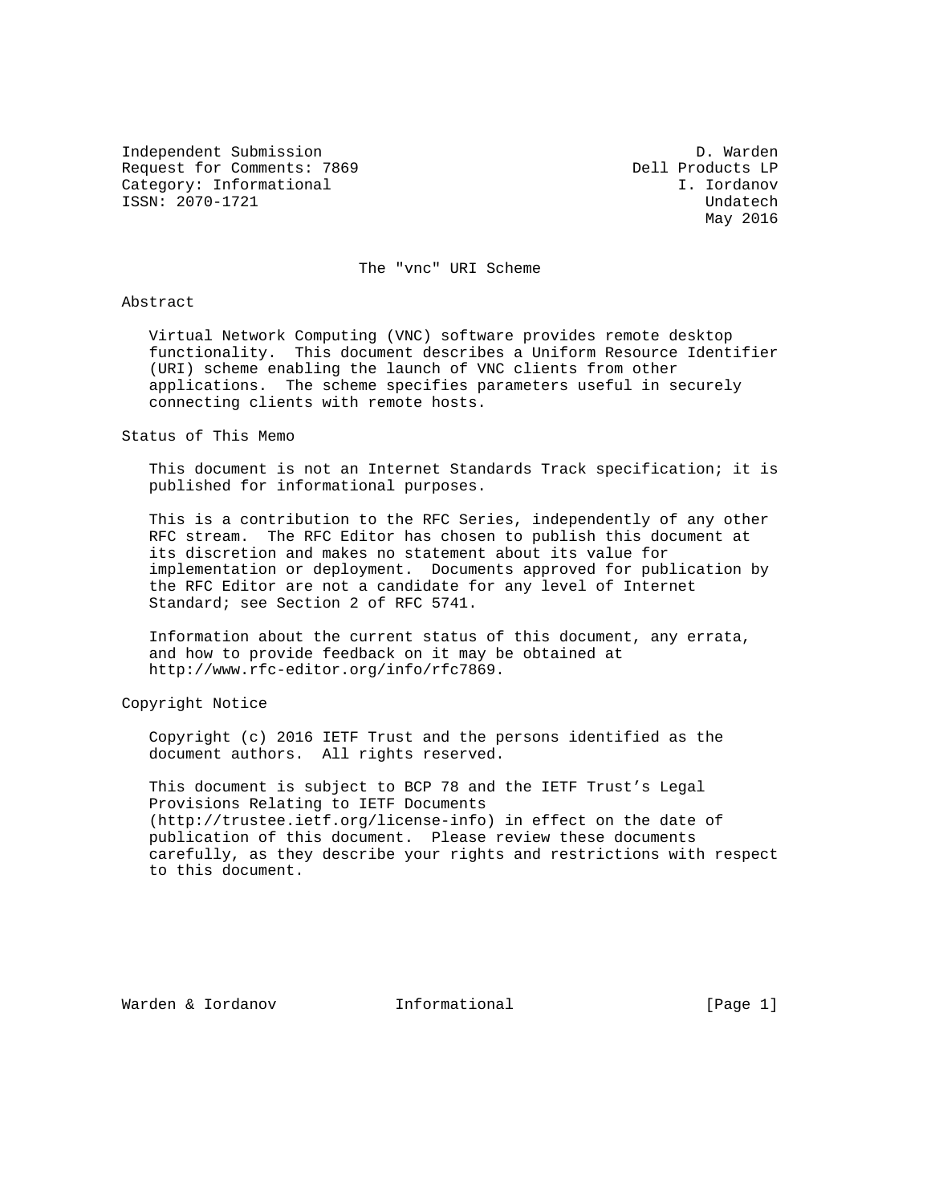Independent Submission D. Warden
Request for Comments: 7869 Dell Products LP
Category: Informational I. Iordanov
ISSN: 2070-1721 Undatech
May 2016

# The "vnc" URI Scheme

## Abstract

Virtual Network Computing (VNC) software provides remote desktop functionality. This document describes a Uniform Resource Identifier (URI) scheme enabling the launch of VNC clients from other applications. The scheme specifies parameters useful in securely connecting clients with remote hosts.

## Status of This Memo

This document is not an Internet Standards Track specification; it is published for informational purposes.

This is a contribution to the RFC Series, independently of any other RFC stream. The RFC Editor has chosen to publish this document at its discretion and makes no statement about its value for implementation or deployment. Documents approved for publication by the RFC Editor are not a candidate for any level of Internet Standard; see Section 2 of RFC 5741.

Information about the current status of this document, any errata, and how to provide feedback on it may be obtained at http://www.rfc-editor.org/info/rfc7869.

## Copyright Notice

Copyright (c) 2016 IETF Trust and the persons identified as the document authors. All rights reserved.

This document is subject to BCP 78 and the IETF Trust's Legal Provisions Relating to IETF Documents (http://trustee.ietf.org/license-info) in effect on the date of publication of this document. Please review these documents carefully, as they describe your rights and restrictions with respect to this document.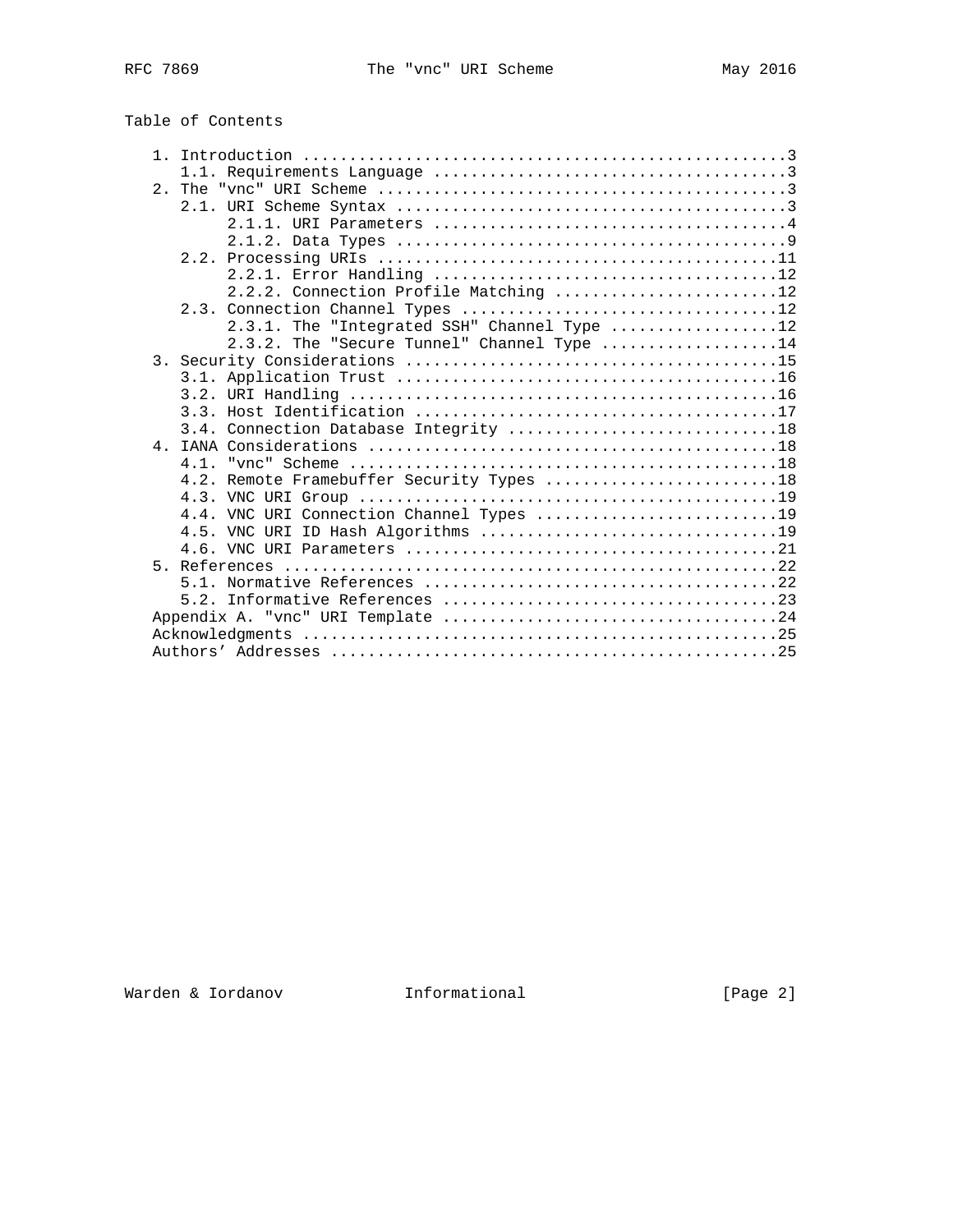Table of Contents

```
   1. Introduction ....................................................3
      1.1. Requirements Language ......................................3
   2. The "vnc" URI Scheme ............................................3
      2.1. URI Scheme Syntax ..........................................3
           2.1.1. URI Parameters ......................................4
           2.1.2. Data Types ..........................................9
      2.2. Processing URIs ...........................................11
           2.2.1. Error Handling .....................................12
           2.2.2. Connection Profile Matching ........................12
      2.3. Connection Channel Types ..................................12
           2.3.1. The "Integrated SSH" Channel Type ..................12
           2.3.2. The "Secure Tunnel" Channel Type ...................14
   3. Security Considerations ........................................15
      3.1. Application Trust .........................................16
      3.2. URI Handling ..............................................16
      3.3. Host Identification .......................................17
      3.4. Connection Database Integrity .............................18
   4. IANA Considerations ............................................18
      4.1. "vnc" Scheme ..............................................18
      4.2. Remote Framebuffer Security Types .........................18
      4.3. VNC URI Group .............................................19
      4.4. VNC URI Connection Channel Types ..........................19
      4.5. VNC URI ID Hash Algorithms ................................19
      4.6. VNC URI Parameters ........................................21
   5. References .....................................................22
      5.1. Normative References ......................................22
      5.2. Informative References ....................................23
   Appendix A. "vnc" URI Template ....................................24
   Acknowledgments ...................................................25
   Authors' Addresses ................................................25
```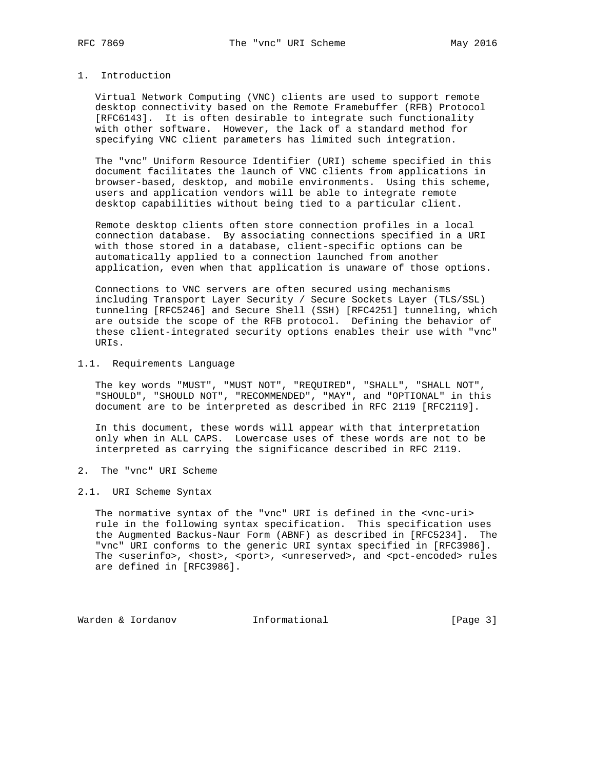## 1. Introduction

Virtual Network Computing (VNC) clients are used to support remote desktop connectivity based on the Remote Framebuffer (RFB) Protocol [RFC6143]. It is often desirable to integrate such functionality with other software. However, the lack of a standard method for specifying VNC client parameters has limited such integration.

The "vnc" Uniform Resource Identifier (URI) scheme specified in this document facilitates the launch of VNC clients from applications in browser-based, desktop, and mobile environments. Using this scheme, users and application vendors will be able to integrate remote desktop capabilities without being tied to a particular client.

Remote desktop clients often store connection profiles in a local connection database. By associating connections specified in a URI with those stored in a database, client-specific options can be automatically applied to a connection launched from another application, even when that application is unaware of those options.

Connections to VNC servers are often secured using mechanisms including Transport Layer Security / Secure Sockets Layer (TLS/SSL) tunneling [RFC5246] and Secure Shell (SSH) [RFC4251] tunneling, which are outside the scope of the RFB protocol. Defining the behavior of these client-integrated security options enables their use with "vnc" URIs.

### 1.1. Requirements Language

The key words "MUST", "MUST NOT", "REQUIRED", "SHALL", "SHALL NOT", "SHOULD", "SHOULD NOT", "RECOMMENDED", "MAY", and "OPTIONAL" in this document are to be interpreted as described in RFC 2119 [RFC2119].

In this document, these words will appear with that interpretation only when in ALL CAPS. Lowercase uses of these words are not to be interpreted as carrying the significance described in RFC 2119.

## 2. The "vnc" URI Scheme

### 2.1. URI Scheme Syntax

The normative syntax of the "vnc" URI is defined in the <vnc-uri> rule in the following syntax specification. This specification uses the Augmented Backus-Naur Form (ABNF) as described in [RFC5234]. The "vnc" URI conforms to the generic URI syntax specified in [RFC3986]. The <userinfo>, <host>, <port>, <unreserved>, and <pct-encoded> rules are defined in [RFC3986].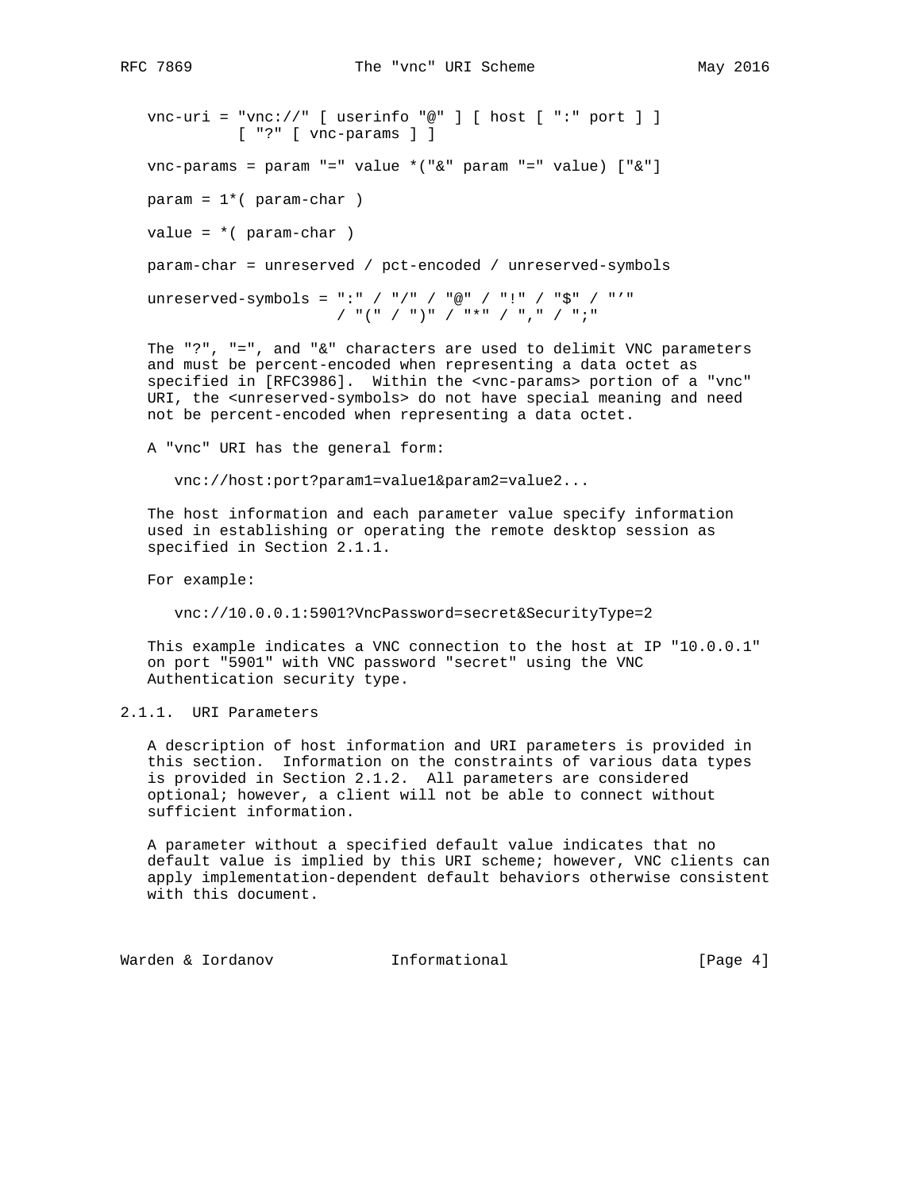```
vnc-uri = "vnc://" [ userinfo "@" ] [ host [ ":" port ] ]
          [ "?" [ vnc-params ] ]

vnc-params = param "=" value *("&" param "=" value) ["&"]

param = 1*( param-char )

value = *( param-char )

param-char = unreserved / pct-encoded / unreserved-symbols

unreserved-symbols = ":" / "/" / "@" / "!" / "$" / "'"
                     / "(" / ")" / "*" / "," / ";"
```

The "?", "=", and "&" characters are used to delimit VNC parameters and must be percent-encoded when representing a data octet as specified in [RFC3986]. Within the <vnc-params> portion of a "vnc" URI, the <unreserved-symbols> do not have special meaning and need not be percent-encoded when representing a data octet.

A "vnc" URI has the general form:

```
vnc://host:port?param1=value1&param2=value2...
```

The host information and each parameter value specify information used in establishing or operating the remote desktop session as specified in Section 2.1.1.

For example:

```
vnc://10.0.0.1:5901?VncPassword=secret&SecurityType=2
```

This example indicates a VNC connection to the host at IP "10.0.0.1" on port "5901" with VNC password "secret" using the VNC Authentication security type.

### 2.1.1. URI Parameters

A description of host information and URI parameters is provided in this section. Information on the constraints of various data types is provided in Section 2.1.2. All parameters are considered optional; however, a client will not be able to connect without sufficient information.

A parameter without a specified default value indicates that no default value is implied by this URI scheme; however, VNC clients can apply implementation-dependent default behaviors otherwise consistent with this document.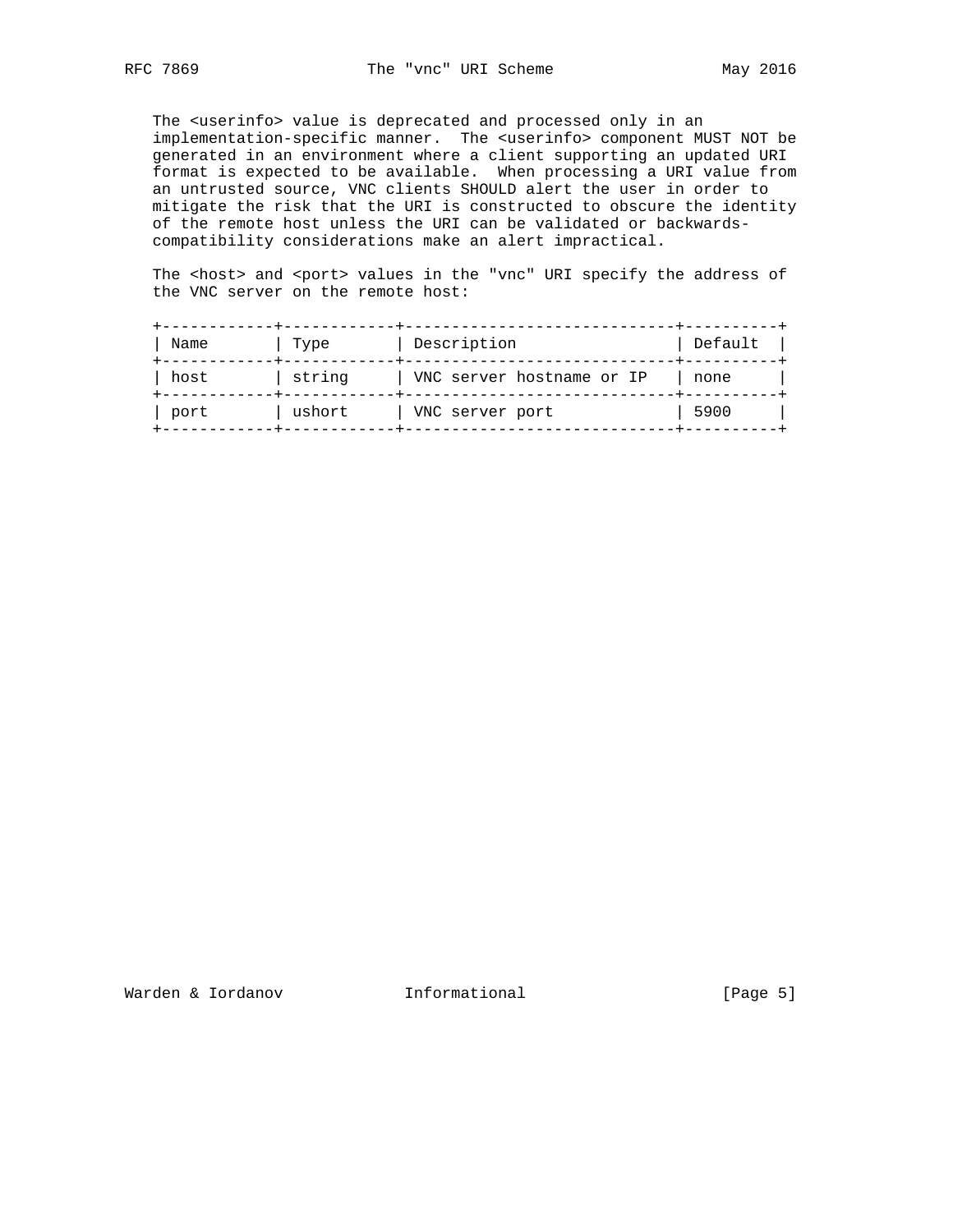The <userinfo> value is deprecated and processed only in an implementation-specific manner. The <userinfo> component MUST NOT be generated in an environment where a client supporting an updated URI format is expected to be available. When processing a URI value from an untrusted source, VNC clients SHOULD alert the user in order to mitigate the risk that the URI is constructed to obscure the identity of the remote host unless the URI can be validated or backwards-compatibility considerations make an alert impractical.

The <host> and <port> values in the "vnc" URI specify the address of the VNC server on the remote host:

| Name | Type | Description | Default |
| --- | --- | --- | --- |
| host | string | VNC server hostname or IP | none |
| port | ushort | VNC server port | 5900 |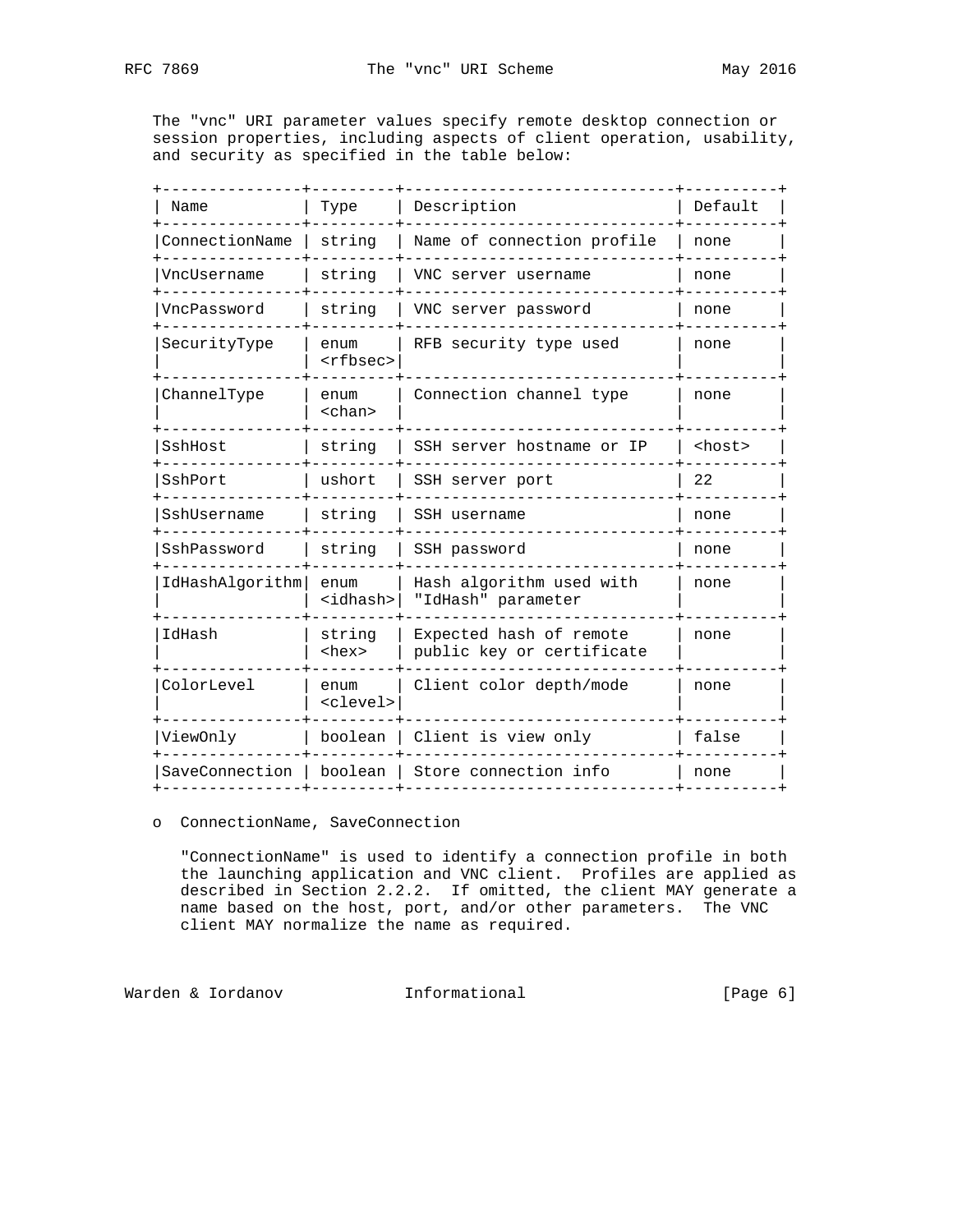The "vnc" URI parameter values specify remote desktop connection or session properties, including aspects of client operation, usability, and security as specified in the table below:

| Name | Type | Description | Default |
|---|---|---|---|
| ConnectionName | string | Name of connection profile | none |
| VncUsername | string | VNC server username | none |
| VncPassword | string | VNC server password | none |
| SecurityType | enum <rfbsec> | RFB security type used | none |
| ChannelType | enum <chan> | Connection channel type | none |
| SshHost | string | SSH server hostname or IP | <host> |
| SshPort | ushort | SSH server port | 22 |
| SshUsername | string | SSH username | none |
| SshPassword | string | SSH password | none |
| IdHashAlgorithm | enum <idhash> | Hash algorithm used with "IdHash" parameter | none |
| IdHash | string <hex> | Expected hash of remote public key or certificate | none |
| ColorLevel | enum <clevel> | Client color depth/mode | none |
| ViewOnly | boolean | Client is view only | false |
| SaveConnection | boolean | Store connection info | none |

- ConnectionName, SaveConnection

  "ConnectionName" is used to identify a connection profile in both the launching application and VNC client. Profiles are applied as described in Section 2.2.2. If omitted, the client MAY generate a name based on the host, port, and/or other parameters. The VNC client MAY normalize the name as required.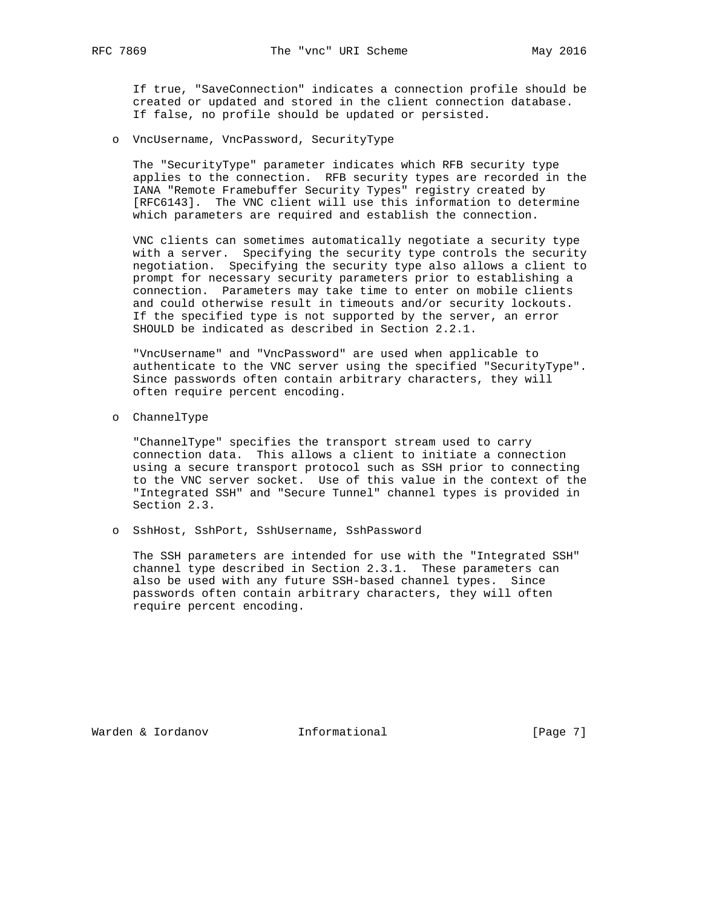If true, "SaveConnection" indicates a connection profile should be created or updated and stored in the client connection database. If false, no profile should be updated or persisted.

- VncUsername, VncPassword, SecurityType

  The "SecurityType" parameter indicates which RFB security type applies to the connection. RFB security types are recorded in the IANA "Remote Framebuffer Security Types" registry created by [RFC6143]. The VNC client will use this information to determine which parameters are required and establish the connection.

  VNC clients can sometimes automatically negotiate a security type with a server. Specifying the security type controls the security negotiation. Specifying the security type also allows a client to prompt for necessary security parameters prior to establishing a connection. Parameters may take time to enter on mobile clients and could otherwise result in timeouts and/or security lockouts. If the specified type is not supported by the server, an error SHOULD be indicated as described in Section 2.2.1.

  "VncUsername" and "VncPassword" are used when applicable to authenticate to the VNC server using the specified "SecurityType". Since passwords often contain arbitrary characters, they will often require percent encoding.

- ChannelType

  "ChannelType" specifies the transport stream used to carry connection data. This allows a client to initiate a connection using a secure transport protocol such as SSH prior to connecting to the VNC server socket. Use of this value in the context of the "Integrated SSH" and "Secure Tunnel" channel types is provided in Section 2.3.

- SshHost, SshPort, SshUsername, SshPassword

  The SSH parameters are intended for use with the "Integrated SSH" channel type described in Section 2.3.1. These parameters can also be used with any future SSH-based channel types. Since passwords often contain arbitrary characters, they will often require percent encoding.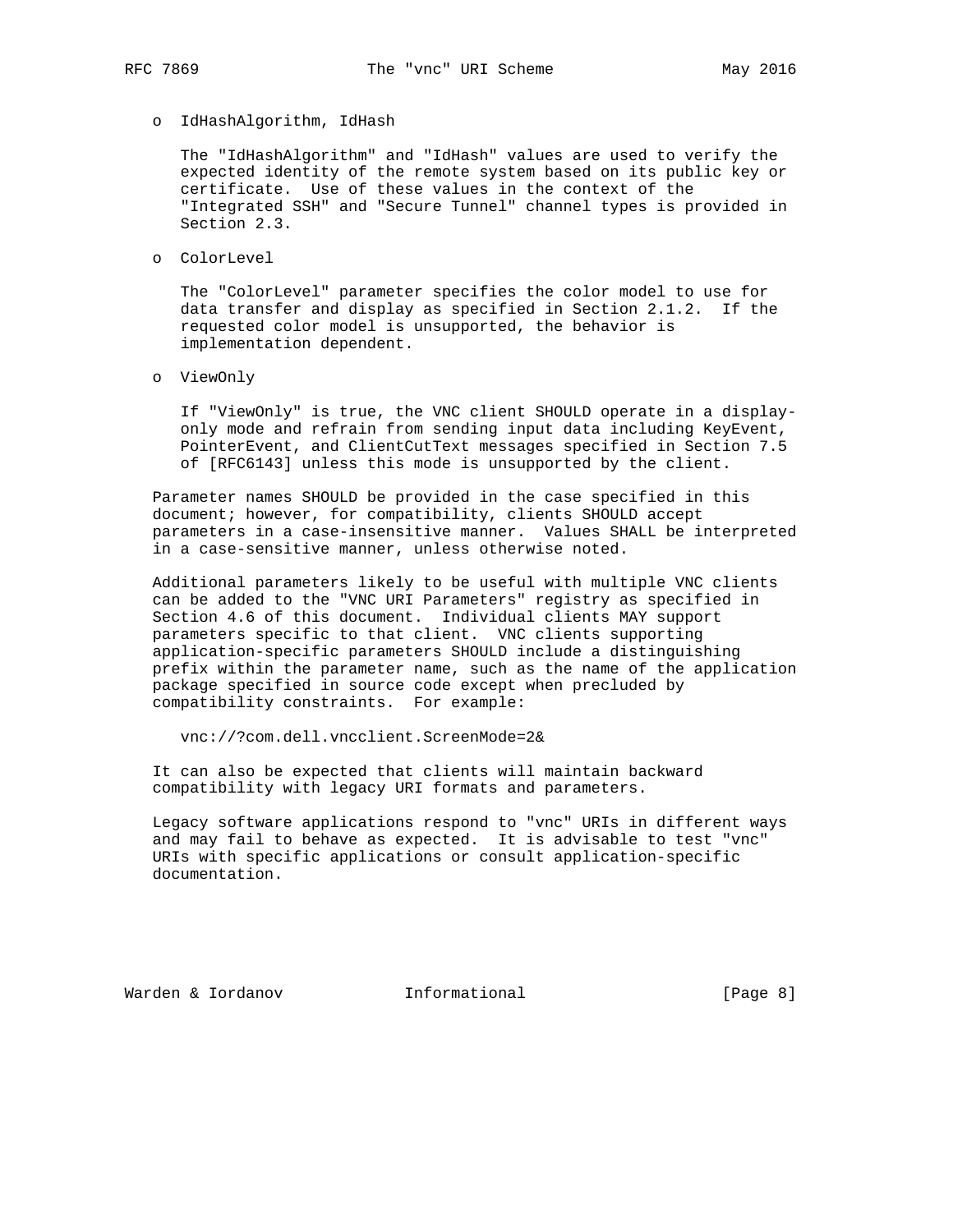- IdHashAlgorithm, IdHash

  The "IdHashAlgorithm" and "IdHash" values are used to verify the expected identity of the remote system based on its public key or certificate. Use of these values in the context of the "Integrated SSH" and "Secure Tunnel" channel types is provided in Section 2.3.

- ColorLevel

  The "ColorLevel" parameter specifies the color model to use for data transfer and display as specified in Section 2.1.2. If the requested color model is unsupported, the behavior is implementation dependent.

- ViewOnly

  If "ViewOnly" is true, the VNC client SHOULD operate in a display-only mode and refrain from sending input data including KeyEvent, PointerEvent, and ClientCutText messages specified in Section 7.5 of [RFC6143] unless this mode is unsupported by the client.

Parameter names SHOULD be provided in the case specified in this document; however, for compatibility, clients SHOULD accept parameters in a case-insensitive manner. Values SHALL be interpreted in a case-sensitive manner, unless otherwise noted.

Additional parameters likely to be useful with multiple VNC clients can be added to the "VNC URI Parameters" registry as specified in Section 4.6 of this document. Individual clients MAY support parameters specific to that client. VNC clients supporting application-specific parameters SHOULD include a distinguishing prefix within the parameter name, such as the name of the application package specified in source code except when precluded by compatibility constraints. For example:

```
vnc://?com.dell.vncclient.ScreenMode=2&
```

It can also be expected that clients will maintain backward compatibility with legacy URI formats and parameters.

Legacy software applications respond to "vnc" URIs in different ways and may fail to behave as expected. It is advisable to test "vnc" URIs with specific applications or consult application-specific documentation.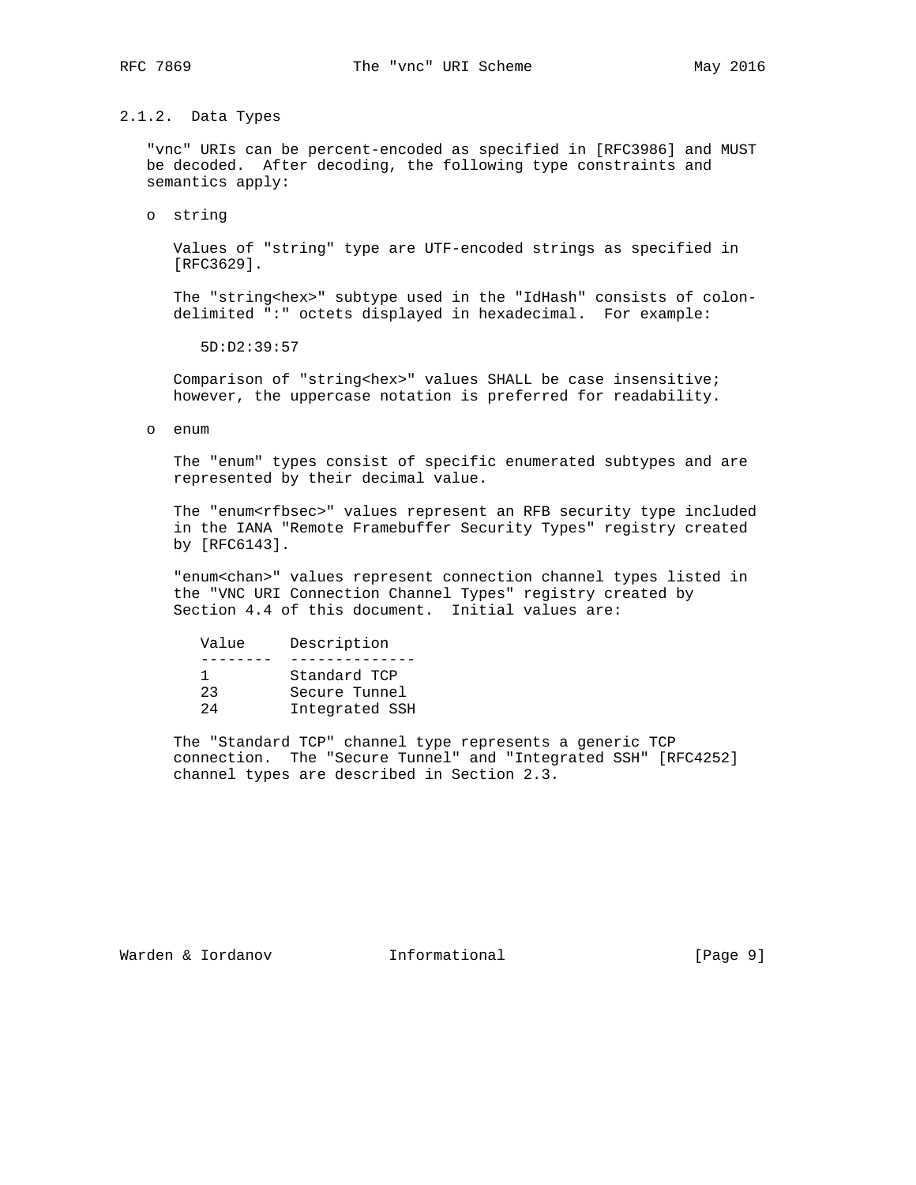### 2.1.2. Data Types

"vnc" URIs can be percent-encoded as specified in [RFC3986] and MUST be decoded. After decoding, the following type constraints and semantics apply:

- string

  Values of "string" type are UTF-encoded strings as specified in [RFC3629].

  The "string<hex>" subtype used in the "IdHash" consists of colon-delimited ":" octets displayed in hexadecimal. For example:

  ```
  5D:D2:39:57
  ```

  Comparison of "string<hex>" values SHALL be case insensitive; however, the uppercase notation is preferred for readability.

- enum

  The "enum" types consist of specific enumerated subtypes and are represented by their decimal value.

  The "enum<rfbsec>" values represent an RFB security type included in the IANA "Remote Framebuffer Security Types" registry created by [RFC6143].

  "enum<chan>" values represent connection channel types listed in the "VNC URI Connection Channel Types" registry created by Section 4.4 of this document. Initial values are:

  | Value | Description |
  |---|---|
  | 1 | Standard TCP |
  | 23 | Secure Tunnel |
  | 24 | Integrated SSH |

  The "Standard TCP" channel type represents a generic TCP connection. The "Secure Tunnel" and "Integrated SSH" [RFC4252] channel types are described in Section 2.3.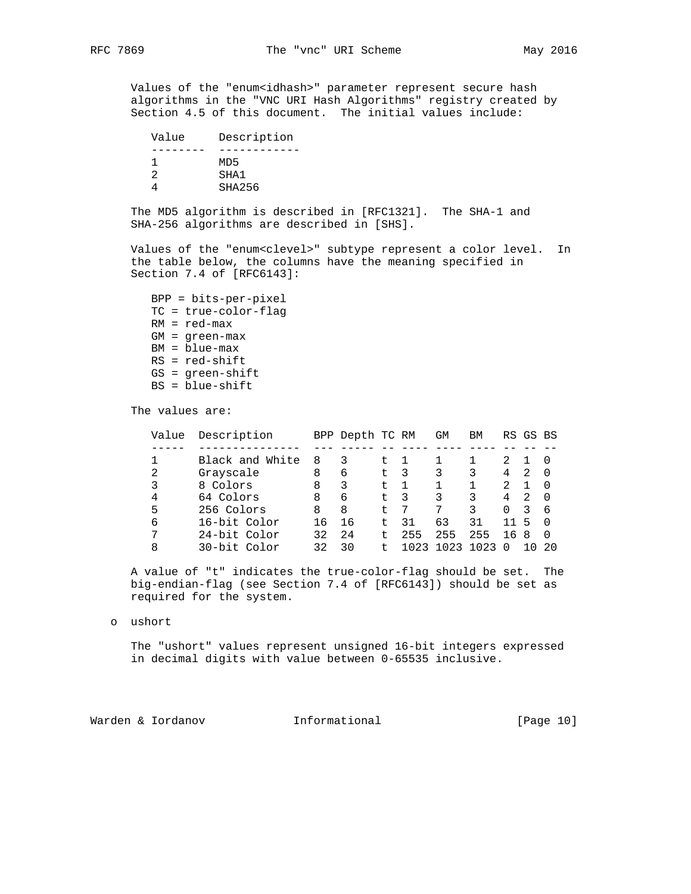Values of the "enum<idhash>" parameter represent secure hash algorithms in the "VNC URI Hash Algorithms" registry created by Section 4.5 of this document. The initial values include:

| Value | Description |
|---|---|
| 1 | MD5 |
| 2 | SHA1 |
| 4 | SHA256 |

The MD5 algorithm is described in [RFC1321]. The SHA-1 and SHA-256 algorithms are described in [SHS].

Values of the "enum<clevel>" subtype represent a color level. In the table below, the columns have the meaning specified in Section 7.4 of [RFC6143]:

- BPP = bits-per-pixel
- TC = true-color-flag
- RM = red-max
- GM = green-max
- BM = blue-max
- RS = red-shift
- GS = green-shift
- BS = blue-shift

The values are:

| Value | Description | BPP | Depth | TC | RM | GM | BM | RS | GS | BS |
|---|---|---|---|---|---|---|---|---|---|---|
| 1 | Black and White | 8 | 3 | t | 1 | 1 | 1 | 2 | 1 | 0 |
| 2 | Grayscale | 8 | 6 | t | 3 | 3 | 3 | 4 | 2 | 0 |
| 3 | 8 Colors | 8 | 3 | t | 1 | 1 | 1 | 2 | 1 | 0 |
| 4 | 64 Colors | 8 | 6 | t | 3 | 3 | 3 | 4 | 2 | 0 |
| 5 | 256 Colors | 8 | 8 | t | 7 | 7 | 3 | 0 | 3 | 6 |
| 6 | 16-bit Color | 16 | 16 | t | 31 | 63 | 31 | 11 | 5 | 0 |
| 7 | 24-bit Color | 32 | 24 | t | 255 | 255 | 255 | 16 | 8 | 0 |
| 8 | 30-bit Color | 32 | 30 | t | 1023 | 1023 | 1023 | 0 | 10 | 20 |

A value of "t" indicates the true-color-flag should be set. The big-endian-flag (see Section 7.4 of [RFC6143]) should be set as required for the system.

- ushort

  The "ushort" values represent unsigned 16-bit integers expressed in decimal digits with value between 0-65535 inclusive.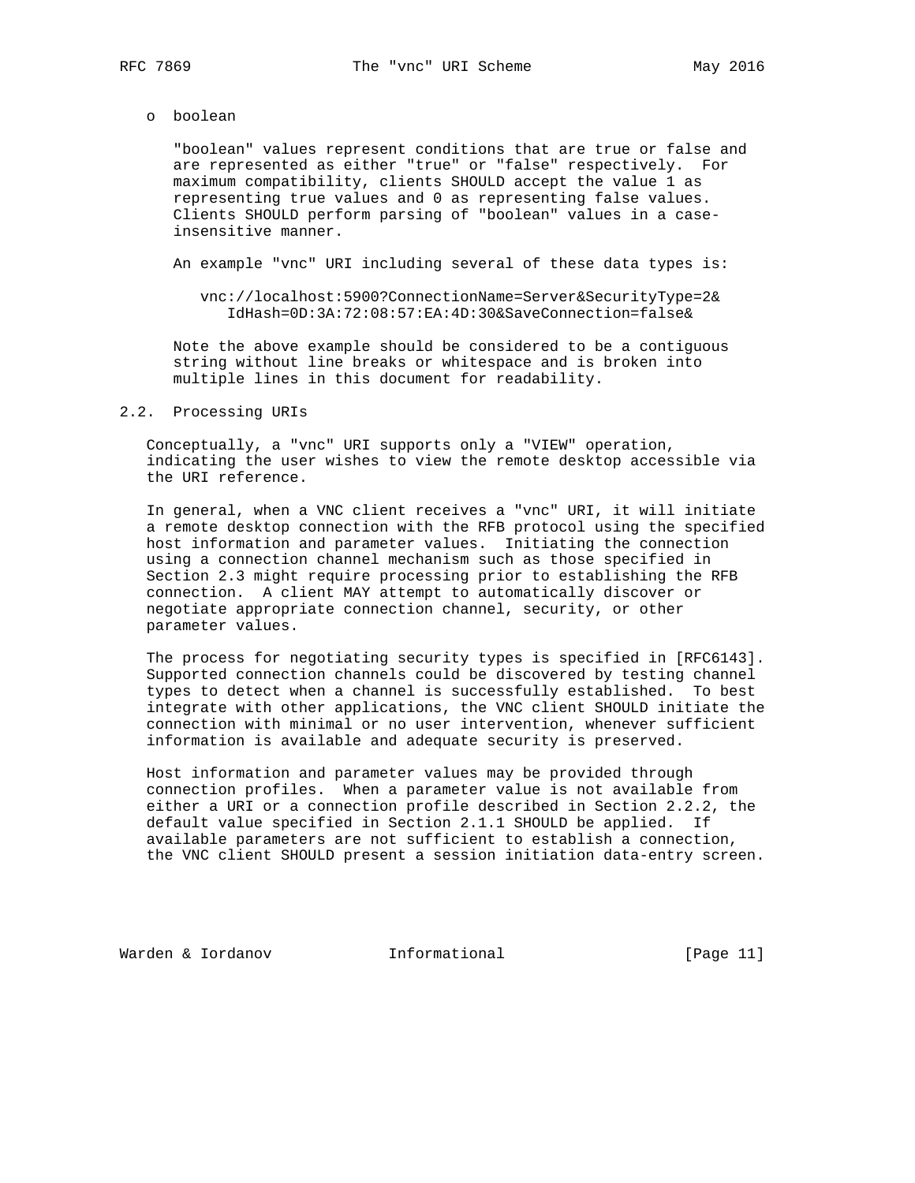- boolean

  "boolean" values represent conditions that are true or false and are represented as either "true" or "false" respectively. For maximum compatibility, clients SHOULD accept the value 1 as representing true values and 0 as representing false values. Clients SHOULD perform parsing of "boolean" values in a case-insensitive manner.

  An example "vnc" URI including several of these data types is:

  ```
  vnc://localhost:5900?ConnectionName=Server&SecurityType=2&
     IdHash=0D:3A:72:08:57:EA:4D:30&SaveConnection=false&
  ```

  Note the above example should be considered to be a contiguous string without line breaks or whitespace and is broken into multiple lines in this document for readability.

## 2.2. Processing URIs

Conceptually, a "vnc" URI supports only a "VIEW" operation, indicating the user wishes to view the remote desktop accessible via the URI reference.

In general, when a VNC client receives a "vnc" URI, it will initiate a remote desktop connection with the RFB protocol using the specified host information and parameter values. Initiating the connection using a connection channel mechanism such as those specified in Section 2.3 might require processing prior to establishing the RFB connection. A client MAY attempt to automatically discover or negotiate appropriate connection channel, security, or other parameter values.

The process for negotiating security types is specified in [RFC6143]. Supported connection channels could be discovered by testing channel types to detect when a channel is successfully established. To best integrate with other applications, the VNC client SHOULD initiate the connection with minimal or no user intervention, whenever sufficient information is available and adequate security is preserved.

Host information and parameter values may be provided through connection profiles. When a parameter value is not available from either a URI or a connection profile described in Section 2.2.2, the default value specified in Section 2.1.1 SHOULD be applied. If available parameters are not sufficient to establish a connection, the VNC client SHOULD present a session initiation data-entry screen.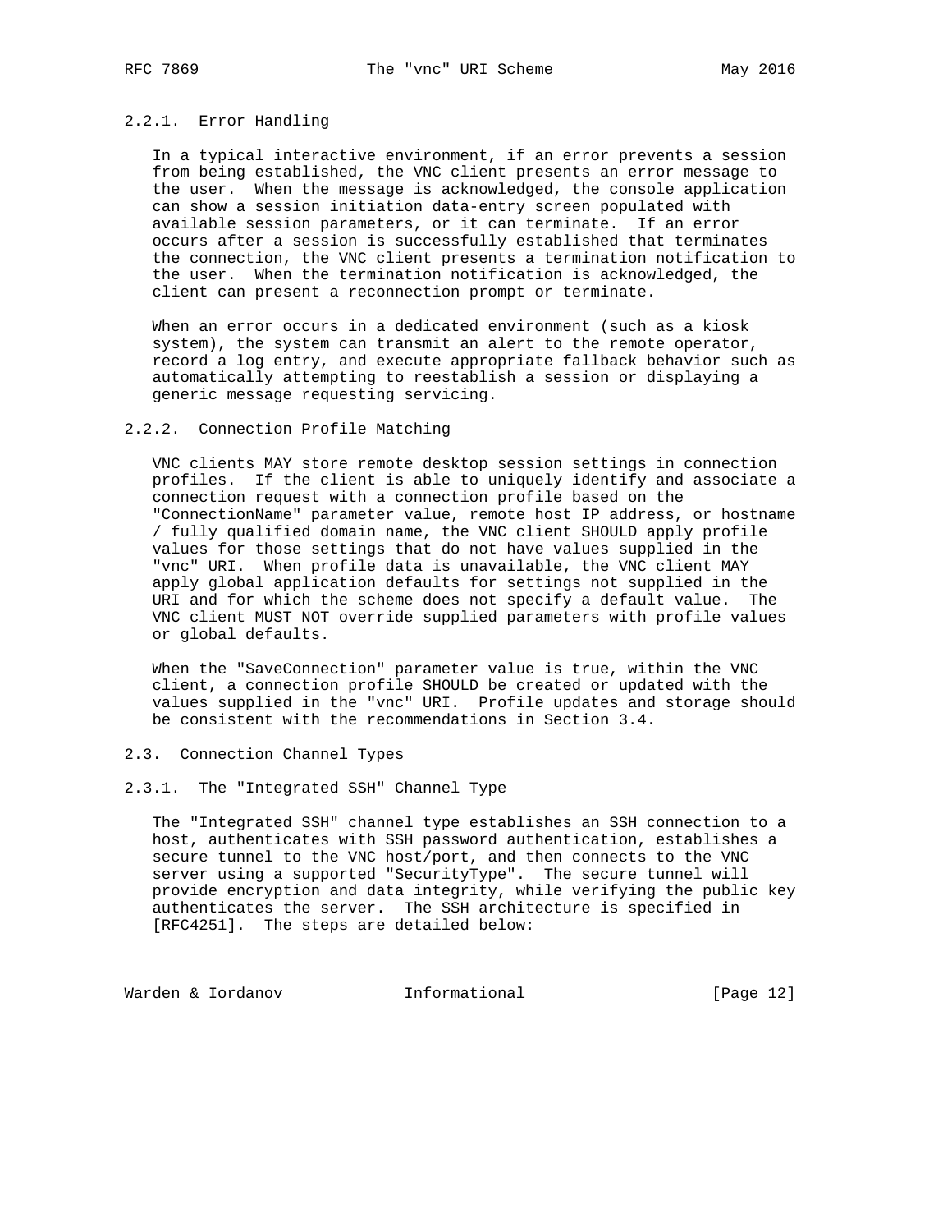#### 2.2.1. Error Handling

In a typical interactive environment, if an error prevents a session from being established, the VNC client presents an error message to the user. When the message is acknowledged, the console application can show a session initiation data-entry screen populated with available session parameters, or it can terminate. If an error occurs after a session is successfully established that terminates the connection, the VNC client presents a termination notification to the user. When the termination notification is acknowledged, the client can present a reconnection prompt or terminate.

When an error occurs in a dedicated environment (such as a kiosk system), the system can transmit an alert to the remote operator, record a log entry, and execute appropriate fallback behavior such as automatically attempting to reestablish a session or displaying a generic message requesting servicing.

#### 2.2.2. Connection Profile Matching

VNC clients MAY store remote desktop session settings in connection profiles. If the client is able to uniquely identify and associate a connection request with a connection profile based on the "ConnectionName" parameter value, remote host IP address, or hostname / fully qualified domain name, the VNC client SHOULD apply profile values for those settings that do not have values supplied in the "vnc" URI. When profile data is unavailable, the VNC client MAY apply global application defaults for settings not supplied in the URI and for which the scheme does not specify a default value. The VNC client MUST NOT override supplied parameters with profile values or global defaults.

When the "SaveConnection" parameter value is true, within the VNC client, a connection profile SHOULD be created or updated with the values supplied in the "vnc" URI. Profile updates and storage should be consistent with the recommendations in Section 3.4.

### 2.3. Connection Channel Types

#### 2.3.1. The "Integrated SSH" Channel Type

The "Integrated SSH" channel type establishes an SSH connection to a host, authenticates with SSH password authentication, establishes a secure tunnel to the VNC host/port, and then connects to the VNC server using a supported "SecurityType". The secure tunnel will provide encryption and data integrity, while verifying the public key authenticates the server. The SSH architecture is specified in [RFC4251]. The steps are detailed below: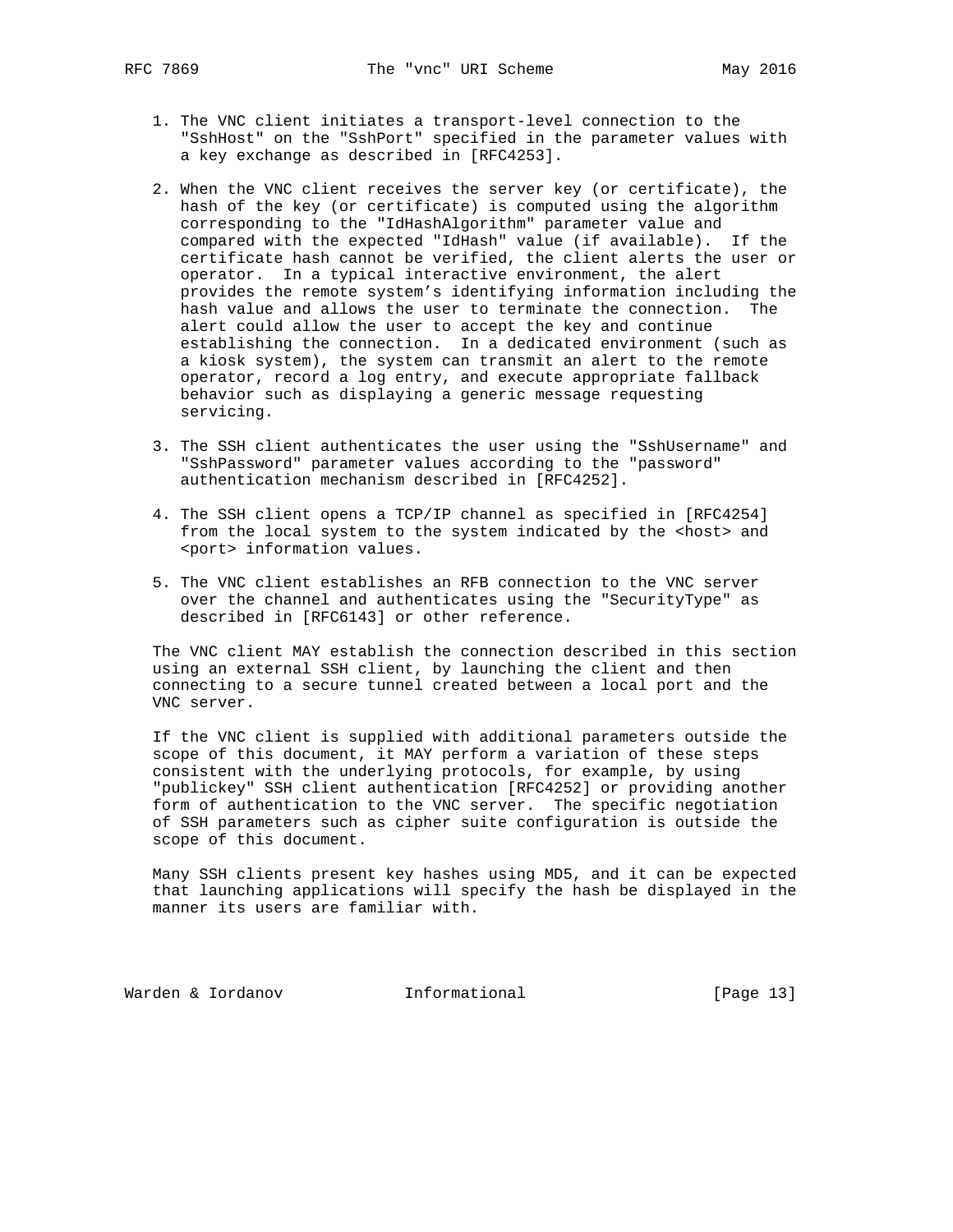1. The VNC client initiates a transport-level connection to the "SshHost" on the "SshPort" specified in the parameter values with a key exchange as described in [RFC4253].

2. When the VNC client receives the server key (or certificate), the hash of the key (or certificate) is computed using the algorithm corresponding to the "IdHashAlgorithm" parameter value and compared with the expected "IdHash" value (if available). If the certificate hash cannot be verified, the client alerts the user or operator. In a typical interactive environment, the alert provides the remote system's identifying information including the hash value and allows the user to terminate the connection. The alert could allow the user to accept the key and continue establishing the connection. In a dedicated environment (such as a kiosk system), the system can transmit an alert to the remote operator, record a log entry, and execute appropriate fallback behavior such as displaying a generic message requesting servicing.

3. The SSH client authenticates the user using the "SshUsername" and "SshPassword" parameter values according to the "password" authentication mechanism described in [RFC4252].

4. The SSH client opens a TCP/IP channel as specified in [RFC4254] from the local system to the system indicated by the <host> and <port> information values.

5. The VNC client establishes an RFB connection to the VNC server over the channel and authenticates using the "SecurityType" as described in [RFC6143] or other reference.

The VNC client MAY establish the connection described in this section using an external SSH client, by launching the client and then connecting to a secure tunnel created between a local port and the VNC server.

If the VNC client is supplied with additional parameters outside the scope of this document, it MAY perform a variation of these steps consistent with the underlying protocols, for example, by using "publickey" SSH client authentication [RFC4252] or providing another form of authentication to the VNC server. The specific negotiation of SSH parameters such as cipher suite configuration is outside the scope of this document.

Many SSH clients present key hashes using MD5, and it can be expected that launching applications will specify the hash be displayed in the manner its users are familiar with.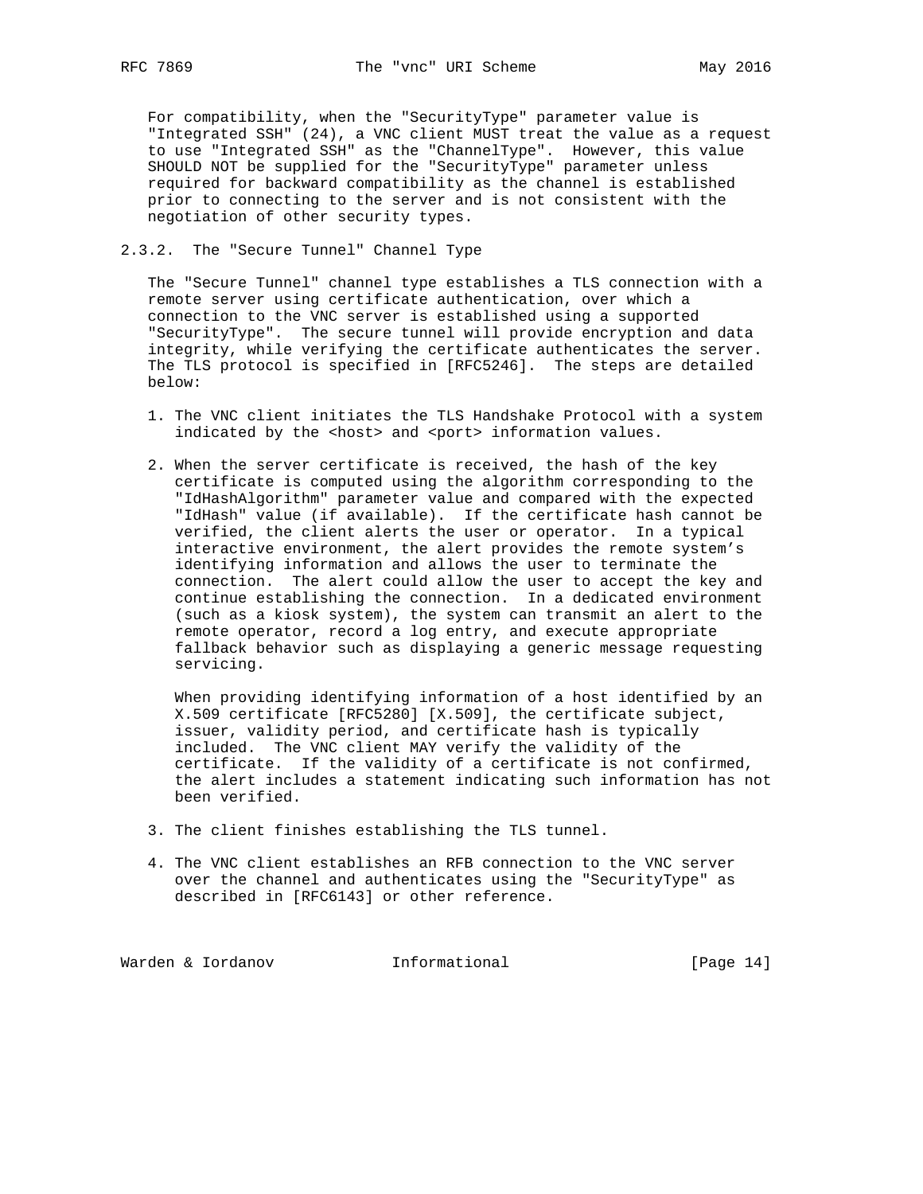For compatibility, when the "SecurityType" parameter value is "Integrated SSH" (24), a VNC client MUST treat the value as a request to use "Integrated SSH" as the "ChannelType". However, this value SHOULD NOT be supplied for the "SecurityType" parameter unless required for backward compatibility as the channel is established prior to connecting to the server and is not consistent with the negotiation of other security types.

### 2.3.2. The "Secure Tunnel" Channel Type

The "Secure Tunnel" channel type establishes a TLS connection with a remote server using certificate authentication, over which a connection to the VNC server is established using a supported "SecurityType". The secure tunnel will provide encryption and data integrity, while verifying the certificate authenticates the server. The TLS protocol is specified in [RFC5246]. The steps are detailed below:

1. The VNC client initiates the TLS Handshake Protocol with a system indicated by the <host> and <port> information values.

2. When the server certificate is received, the hash of the key certificate is computed using the algorithm corresponding to the "IdHashAlgorithm" parameter value and compared with the expected "IdHash" value (if available). If the certificate hash cannot be verified, the client alerts the user or operator. In a typical interactive environment, the alert provides the remote system's identifying information and allows the user to terminate the connection. The alert could allow the user to accept the key and continue establishing the connection. In a dedicated environment (such as a kiosk system), the system can transmit an alert to the remote operator, record a log entry, and execute appropriate fallback behavior such as displaying a generic message requesting servicing.

   When providing identifying information of a host identified by an X.509 certificate [RFC5280] [X.509], the certificate subject, issuer, validity period, and certificate hash is typically included. The VNC client MAY verify the validity of the certificate. If the validity of a certificate is not confirmed, the alert includes a statement indicating such information has not been verified.

3. The client finishes establishing the TLS tunnel.

4. The VNC client establishes an RFB connection to the VNC server over the channel and authenticates using the "SecurityType" as described in [RFC6143] or other reference.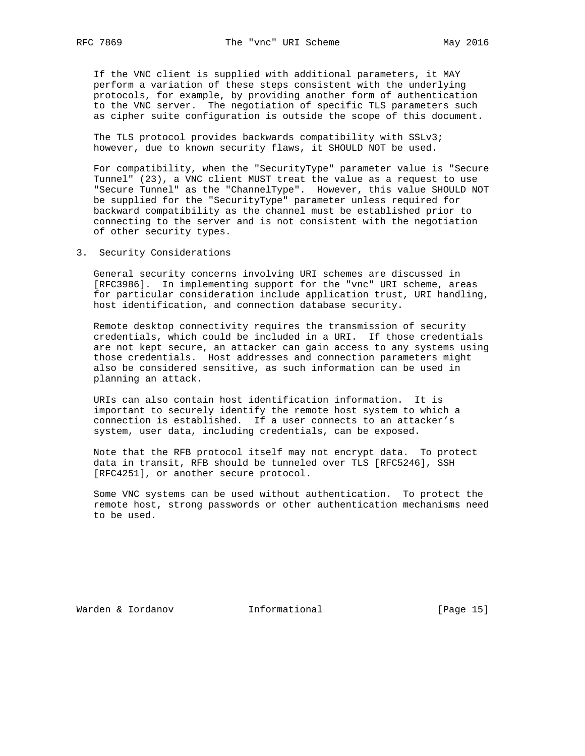If the VNC client is supplied with additional parameters, it MAY perform a variation of these steps consistent with the underlying protocols, for example, by providing another form of authentication to the VNC server. The negotiation of specific TLS parameters such as cipher suite configuration is outside the scope of this document.

The TLS protocol provides backwards compatibility with SSLv3; however, due to known security flaws, it SHOULD NOT be used.

For compatibility, when the "SecurityType" parameter value is "Secure Tunnel" (23), a VNC client MUST treat the value as a request to use "Secure Tunnel" as the "ChannelType". However, this value SHOULD NOT be supplied for the "SecurityType" parameter unless required for backward compatibility as the channel must be established prior to connecting to the server and is not consistent with the negotiation of other security types.

## 3. Security Considerations

General security concerns involving URI schemes are discussed in [RFC3986]. In implementing support for the "vnc" URI scheme, areas for particular consideration include application trust, URI handling, host identification, and connection database security.

Remote desktop connectivity requires the transmission of security credentials, which could be included in a URI. If those credentials are not kept secure, an attacker can gain access to any systems using those credentials. Host addresses and connection parameters might also be considered sensitive, as such information can be used in planning an attack.

URIs can also contain host identification information. It is important to securely identify the remote host system to which a connection is established. If a user connects to an attacker's system, user data, including credentials, can be exposed.

Note that the RFB protocol itself may not encrypt data. To protect data in transit, RFB should be tunneled over TLS [RFC5246], SSH [RFC4251], or another secure protocol.

Some VNC systems can be used without authentication. To protect the remote host, strong passwords or other authentication mechanisms need to be used.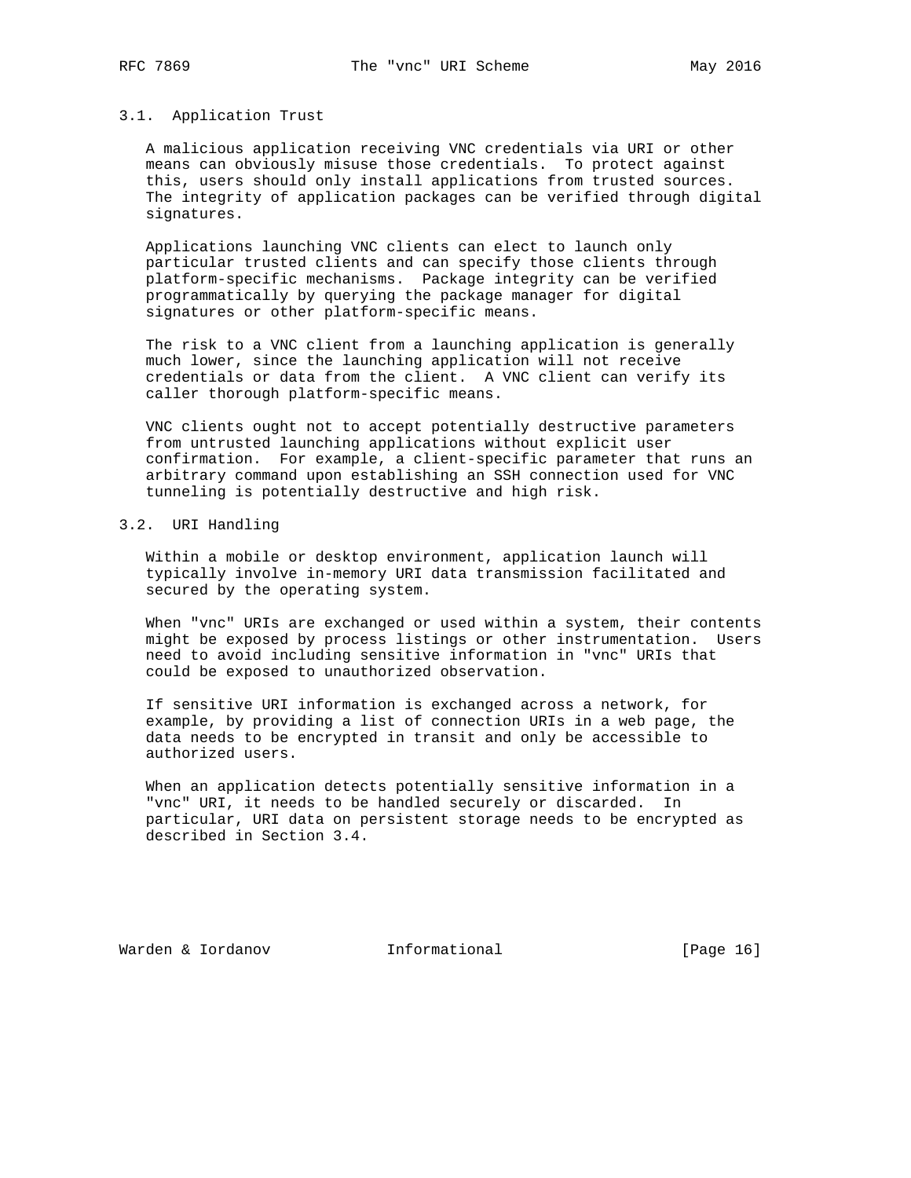### 3.1. Application Trust

A malicious application receiving VNC credentials via URI or other means can obviously misuse those credentials. To protect against this, users should only install applications from trusted sources. The integrity of application packages can be verified through digital signatures.

Applications launching VNC clients can elect to launch only particular trusted clients and can specify those clients through platform-specific mechanisms. Package integrity can be verified programmatically by querying the package manager for digital signatures or other platform-specific means.

The risk to a VNC client from a launching application is generally much lower, since the launching application will not receive credentials or data from the client. A VNC client can verify its caller thorough platform-specific means.

VNC clients ought not to accept potentially destructive parameters from untrusted launching applications without explicit user confirmation. For example, a client-specific parameter that runs an arbitrary command upon establishing an SSH connection used for VNC tunneling is potentially destructive and high risk.

### 3.2. URI Handling

Within a mobile or desktop environment, application launch will typically involve in-memory URI data transmission facilitated and secured by the operating system.

When "vnc" URIs are exchanged or used within a system, their contents might be exposed by process listings or other instrumentation. Users need to avoid including sensitive information in "vnc" URIs that could be exposed to unauthorized observation.

If sensitive URI information is exchanged across a network, for example, by providing a list of connection URIs in a web page, the data needs to be encrypted in transit and only be accessible to authorized users.

When an application detects potentially sensitive information in a "vnc" URI, it needs to be handled securely or discarded. In particular, URI data on persistent storage needs to be encrypted as described in Section 3.4.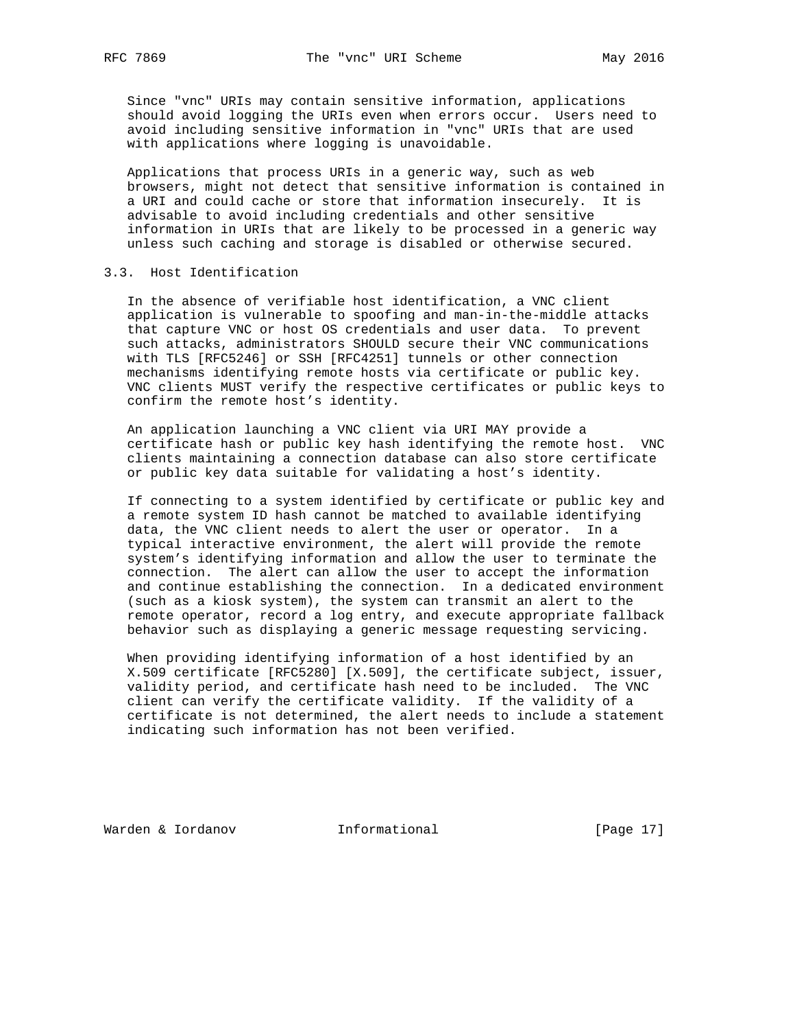Since "vnc" URIs may contain sensitive information, applications should avoid logging the URIs even when errors occur. Users need to avoid including sensitive information in "vnc" URIs that are used with applications where logging is unavoidable.

Applications that process URIs in a generic way, such as web browsers, might not detect that sensitive information is contained in a URI and could cache or store that information insecurely. It is advisable to avoid including credentials and other sensitive information in URIs that are likely to be processed in a generic way unless such caching and storage is disabled or otherwise secured.

### 3.3. Host Identification

In the absence of verifiable host identification, a VNC client application is vulnerable to spoofing and man-in-the-middle attacks that capture VNC or host OS credentials and user data. To prevent such attacks, administrators SHOULD secure their VNC communications with TLS [RFC5246] or SSH [RFC4251] tunnels or other connection mechanisms identifying remote hosts via certificate or public key. VNC clients MUST verify the respective certificates or public keys to confirm the remote host's identity.

An application launching a VNC client via URI MAY provide a certificate hash or public key hash identifying the remote host. VNC clients maintaining a connection database can also store certificate or public key data suitable for validating a host's identity.

If connecting to a system identified by certificate or public key and a remote system ID hash cannot be matched to available identifying data, the VNC client needs to alert the user or operator. In a typical interactive environment, the alert will provide the remote system's identifying information and allow the user to terminate the connection. The alert can allow the user to accept the information and continue establishing the connection. In a dedicated environment (such as a kiosk system), the system can transmit an alert to the remote operator, record a log entry, and execute appropriate fallback behavior such as displaying a generic message requesting servicing.

When providing identifying information of a host identified by an X.509 certificate [RFC5280] [X.509], the certificate subject, issuer, validity period, and certificate hash need to be included. The VNC client can verify the certificate validity. If the validity of a certificate is not determined, the alert needs to include a statement indicating such information has not been verified.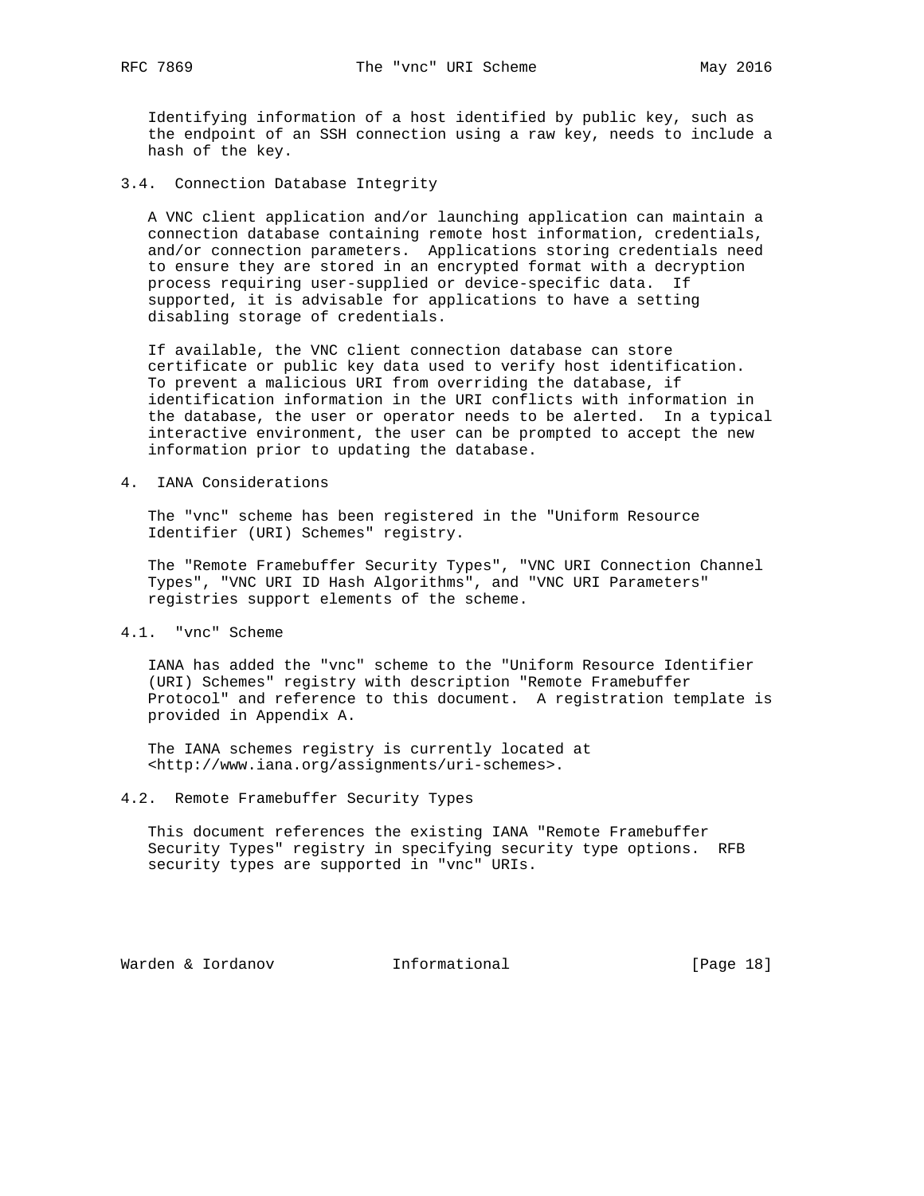Identifying information of a host identified by public key, such as the endpoint of an SSH connection using a raw key, needs to include a hash of the key.

### 3.4. Connection Database Integrity

A VNC client application and/or launching application can maintain a connection database containing remote host information, credentials, and/or connection parameters. Applications storing credentials need to ensure they are stored in an encrypted format with a decryption process requiring user-supplied or device-specific data. If supported, it is advisable for applications to have a setting disabling storage of credentials.

If available, the VNC client connection database can store certificate or public key data used to verify host identification. To prevent a malicious URI from overriding the database, if identification information in the URI conflicts with information in the database, the user or operator needs to be alerted. In a typical interactive environment, the user can be prompted to accept the new information prior to updating the database.

## 4. IANA Considerations

The "vnc" scheme has been registered in the "Uniform Resource Identifier (URI) Schemes" registry.

The "Remote Framebuffer Security Types", "VNC URI Connection Channel Types", "VNC URI ID Hash Algorithms", and "VNC URI Parameters" registries support elements of the scheme.

### 4.1. "vnc" Scheme

IANA has added the "vnc" scheme to the "Uniform Resource Identifier (URI) Schemes" registry with description "Remote Framebuffer Protocol" and reference to this document. A registration template is provided in Appendix A.

The IANA schemes registry is currently located at <http://www.iana.org/assignments/uri-schemes>.

### 4.2. Remote Framebuffer Security Types

This document references the existing IANA "Remote Framebuffer Security Types" registry in specifying security type options. RFB security types are supported in "vnc" URIs.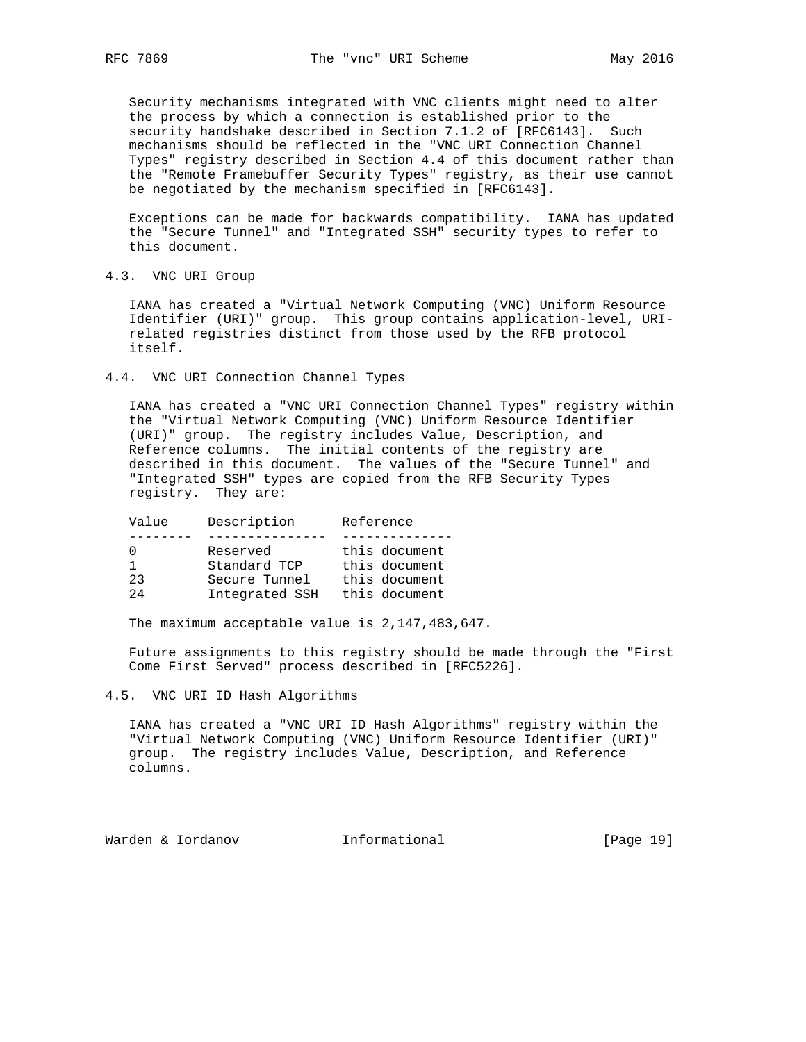Security mechanisms integrated with VNC clients might need to alter the process by which a connection is established prior to the security handshake described in Section 7.1.2 of [RFC6143]. Such mechanisms should be reflected in the "VNC URI Connection Channel Types" registry described in Section 4.4 of this document rather than the "Remote Framebuffer Security Types" registry, as their use cannot be negotiated by the mechanism specified in [RFC6143].

Exceptions can be made for backwards compatibility. IANA has updated the "Secure Tunnel" and "Integrated SSH" security types to refer to this document.

### 4.3. VNC URI Group

IANA has created a "Virtual Network Computing (VNC) Uniform Resource Identifier (URI)" group. This group contains application-level, URI-related registries distinct from those used by the RFB protocol itself.

### 4.4. VNC URI Connection Channel Types

IANA has created a "VNC URI Connection Channel Types" registry within the "Virtual Network Computing (VNC) Uniform Resource Identifier (URI)" group. The registry includes Value, Description, and Reference columns. The initial contents of the registry are described in this document. The values of the "Secure Tunnel" and "Integrated SSH" types are copied from the RFB Security Types registry. They are:

| Value | Description | Reference |
|---|---|---|
| 0 | Reserved | this document |
| 1 | Standard TCP | this document |
| 23 | Secure Tunnel | this document |
| 24 | Integrated SSH | this document |

The maximum acceptable value is 2,147,483,647.

Future assignments to this registry should be made through the "First Come First Served" process described in [RFC5226].

### 4.5. VNC URI ID Hash Algorithms

IANA has created a "VNC URI ID Hash Algorithms" registry within the "Virtual Network Computing (VNC) Uniform Resource Identifier (URI)" group. The registry includes Value, Description, and Reference columns.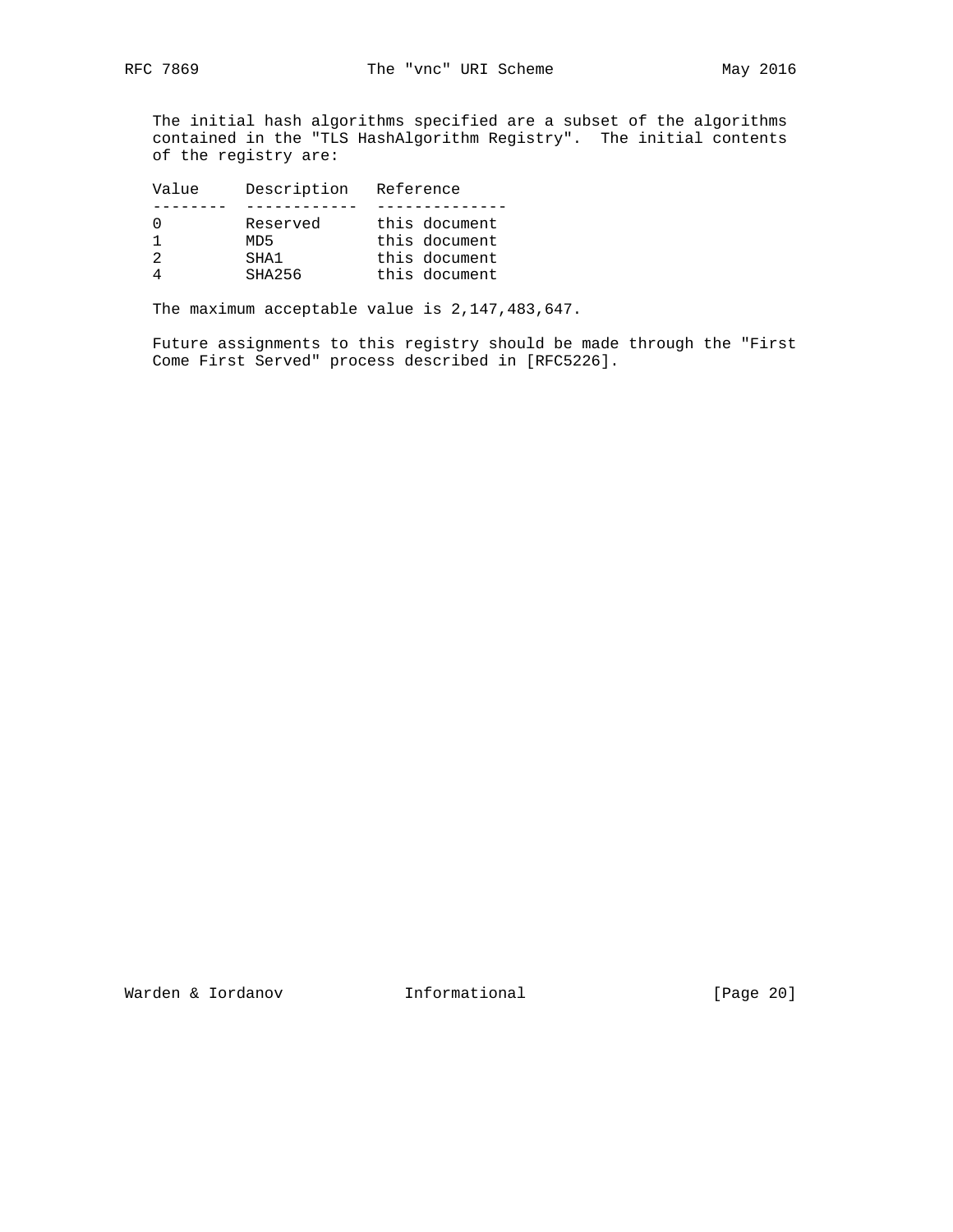The initial hash algorithms specified are a subset of the algorithms contained in the "TLS HashAlgorithm Registry". The initial contents of the registry are:

| Value | Description | Reference |
| --- | --- | --- |
| 0 | Reserved | this document |
| 1 | MD5 | this document |
| 2 | SHA1 | this document |
| 4 | SHA256 | this document |

The maximum acceptable value is 2,147,483,647.

Future assignments to this registry should be made through the "First Come First Served" process described in [RFC5226].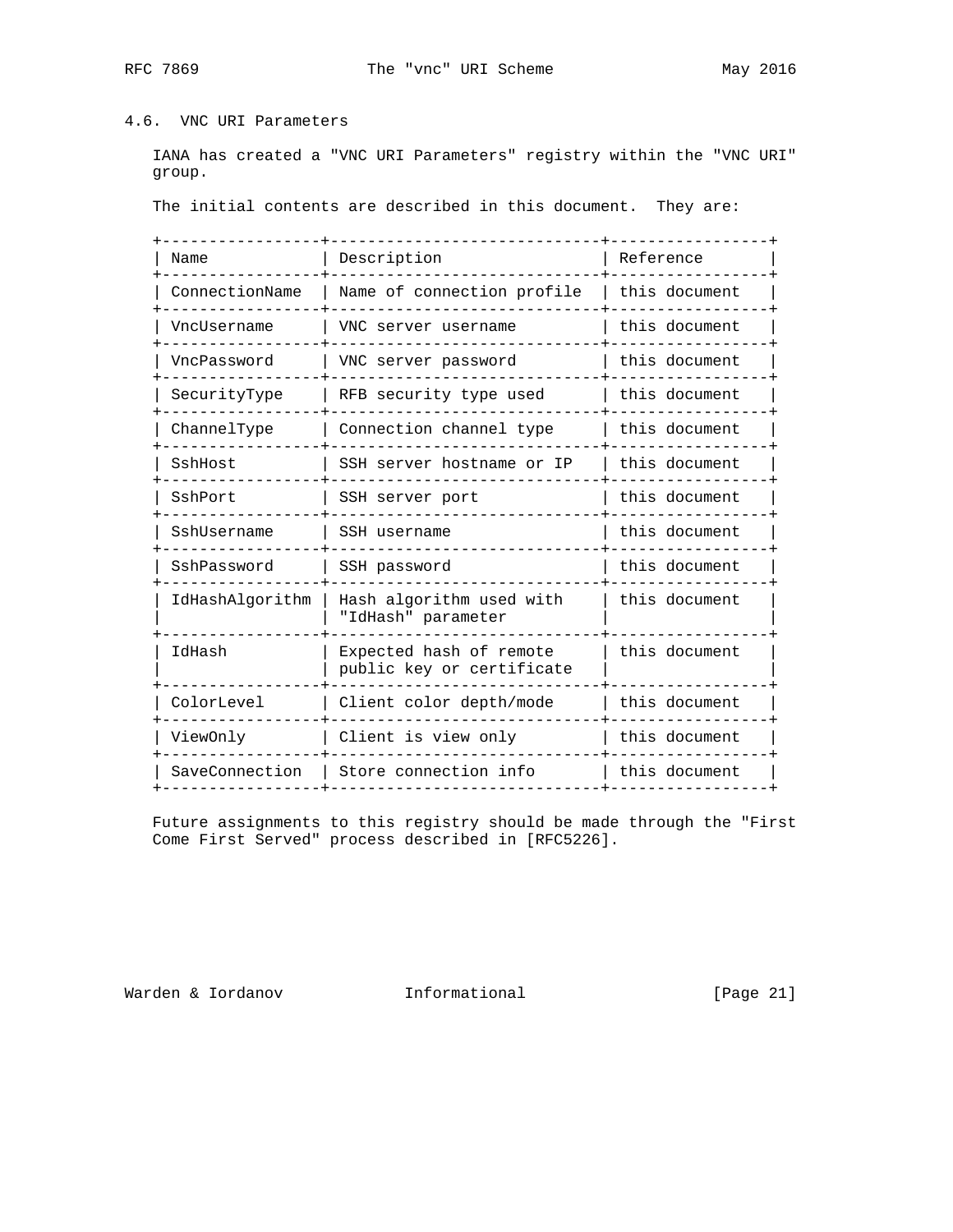### 4.6. VNC URI Parameters

IANA has created a "VNC URI Parameters" registry within the "VNC URI" group.

The initial contents are described in this document. They are:

| Name | Description | Reference |
|---|---|---|
| ConnectionName | Name of connection profile | this document |
| VncUsername | VNC server username | this document |
| VncPassword | VNC server password | this document |
| SecurityType | RFB security type used | this document |
| ChannelType | Connection channel type | this document |
| SshHost | SSH server hostname or IP | this document |
| SshPort | SSH server port | this document |
| SshUsername | SSH username | this document |
| SshPassword | SSH password | this document |
| IdHashAlgorithm | Hash algorithm used with "IdHash" parameter | this document |
| IdHash | Expected hash of remote public key or certificate | this document |
| ColorLevel | Client color depth/mode | this document |
| ViewOnly | Client is view only | this document |
| SaveConnection | Store connection info | this document |

Future assignments to this registry should be made through the "First Come First Served" process described in [RFC5226].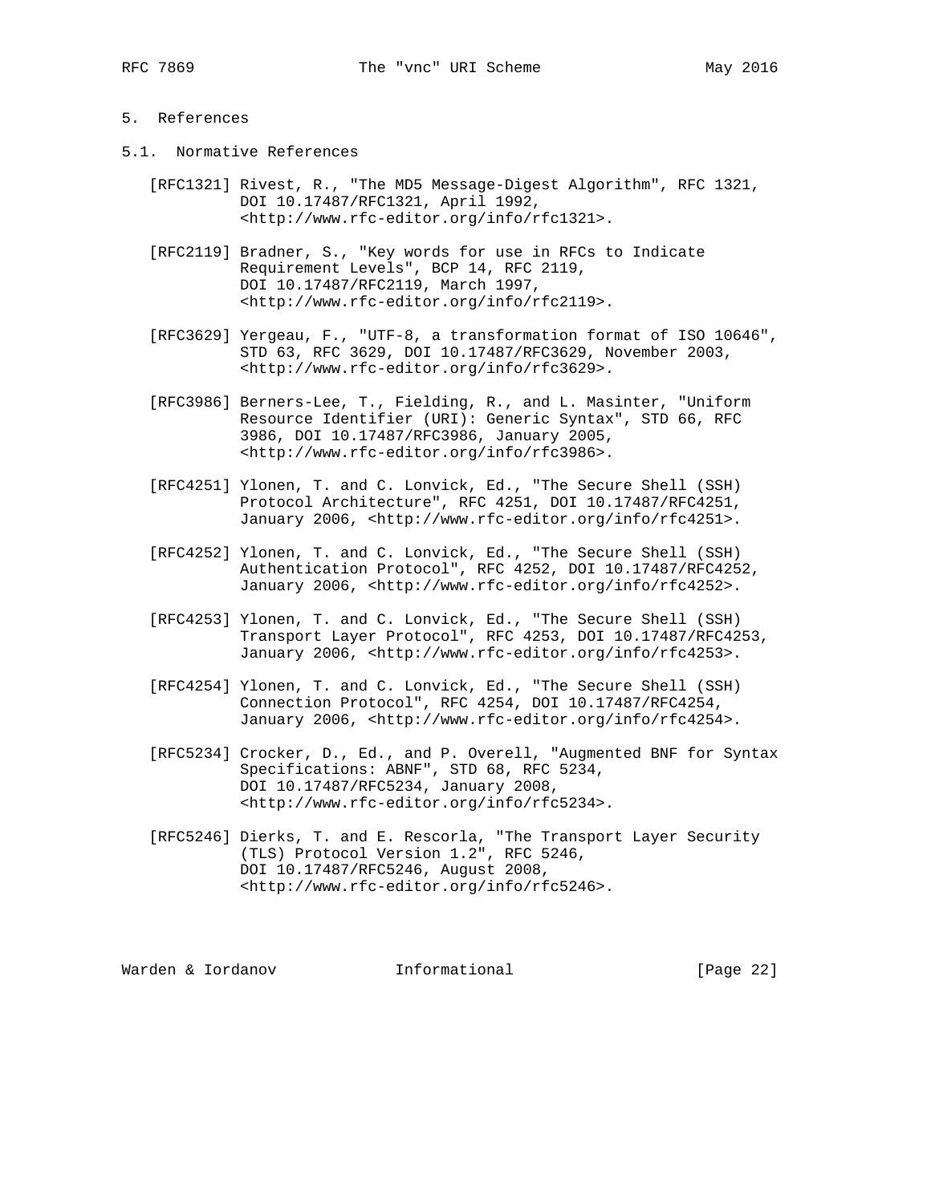## 5. References

### 5.1. Normative References

[RFC1321] Rivest, R., "The MD5 Message-Digest Algorithm", RFC 1321, DOI 10.17487/RFC1321, April 1992, <http://www.rfc-editor.org/info/rfc1321>.

[RFC2119] Bradner, S., "Key words for use in RFCs to Indicate Requirement Levels", BCP 14, RFC 2119, DOI 10.17487/RFC2119, March 1997, <http://www.rfc-editor.org/info/rfc2119>.

[RFC3629] Yergeau, F., "UTF-8, a transformation format of ISO 10646", STD 63, RFC 3629, DOI 10.17487/RFC3629, November 2003, <http://www.rfc-editor.org/info/rfc3629>.

[RFC3986] Berners-Lee, T., Fielding, R., and L. Masinter, "Uniform Resource Identifier (URI): Generic Syntax", STD 66, RFC 3986, DOI 10.17487/RFC3986, January 2005, <http://www.rfc-editor.org/info/rfc3986>.

[RFC4251] Ylonen, T. and C. Lonvick, Ed., "The Secure Shell (SSH) Protocol Architecture", RFC 4251, DOI 10.17487/RFC4251, January 2006, <http://www.rfc-editor.org/info/rfc4251>.

[RFC4252] Ylonen, T. and C. Lonvick, Ed., "The Secure Shell (SSH) Authentication Protocol", RFC 4252, DOI 10.17487/RFC4252, January 2006, <http://www.rfc-editor.org/info/rfc4252>.

[RFC4253] Ylonen, T. and C. Lonvick, Ed., "The Secure Shell (SSH) Transport Layer Protocol", RFC 4253, DOI 10.17487/RFC4253, January 2006, <http://www.rfc-editor.org/info/rfc4253>.

[RFC4254] Ylonen, T. and C. Lonvick, Ed., "The Secure Shell (SSH) Connection Protocol", RFC 4254, DOI 10.17487/RFC4254, January 2006, <http://www.rfc-editor.org/info/rfc4254>.

[RFC5234] Crocker, D., Ed., and P. Overell, "Augmented BNF for Syntax Specifications: ABNF", STD 68, RFC 5234, DOI 10.17487/RFC5234, January 2008, <http://www.rfc-editor.org/info/rfc5234>.

[RFC5246] Dierks, T. and E. Rescorla, "The Transport Layer Security (TLS) Protocol Version 1.2", RFC 5246, DOI 10.17487/RFC5246, August 2008, <http://www.rfc-editor.org/info/rfc5246>.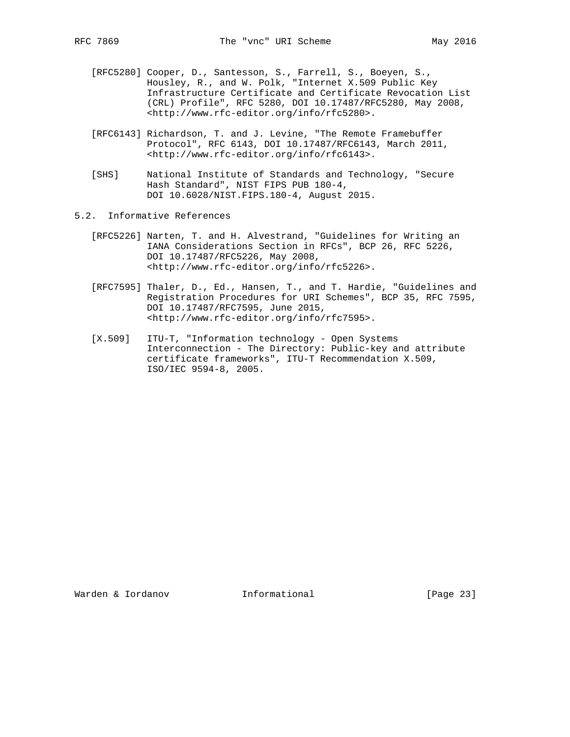[RFC5280] Cooper, D., Santesson, S., Farrell, S., Boeyen, S., Housley, R., and W. Polk, "Internet X.509 Public Key Infrastructure Certificate and Certificate Revocation List (CRL) Profile", RFC 5280, DOI 10.17487/RFC5280, May 2008, <http://www.rfc-editor.org/info/rfc5280>.

[RFC6143] Richardson, T. and J. Levine, "The Remote Framebuffer Protocol", RFC 6143, DOI 10.17487/RFC6143, March 2011, <http://www.rfc-editor.org/info/rfc6143>.

[SHS] National Institute of Standards and Technology, "Secure Hash Standard", NIST FIPS PUB 180-4, DOI 10.6028/NIST.FIPS.180-4, August 2015.

## 5.2. Informative References

[RFC5226] Narten, T. and H. Alvestrand, "Guidelines for Writing an IANA Considerations Section in RFCs", BCP 26, RFC 5226, DOI 10.17487/RFC5226, May 2008, <http://www.rfc-editor.org/info/rfc5226>.

[RFC7595] Thaler, D., Ed., Hansen, T., and T. Hardie, "Guidelines and Registration Procedures for URI Schemes", BCP 35, RFC 7595, DOI 10.17487/RFC7595, June 2015, <http://www.rfc-editor.org/info/rfc7595>.

[X.509] ITU-T, "Information technology - Open Systems Interconnection - The Directory: Public-key and attribute certificate frameworks", ITU-T Recommendation X.509, ISO/IEC 9594-8, 2005.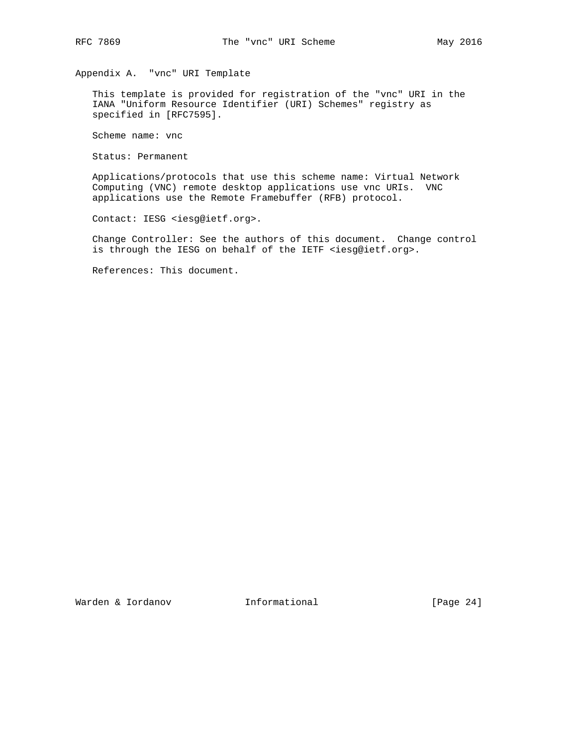## Appendix A. "vnc" URI Template

This template is provided for registration of the "vnc" URI in the IANA "Uniform Resource Identifier (URI) Schemes" registry as specified in [RFC7595].

Scheme name: vnc

Status: Permanent

Applications/protocols that use this scheme name: Virtual Network Computing (VNC) remote desktop applications use vnc URIs. VNC applications use the Remote Framebuffer (RFB) protocol.

Contact: IESG <iesg@ietf.org>.

Change Controller: See the authors of this document. Change control is through the IESG on behalf of the IETF <iesg@ietf.org>.

References: This document.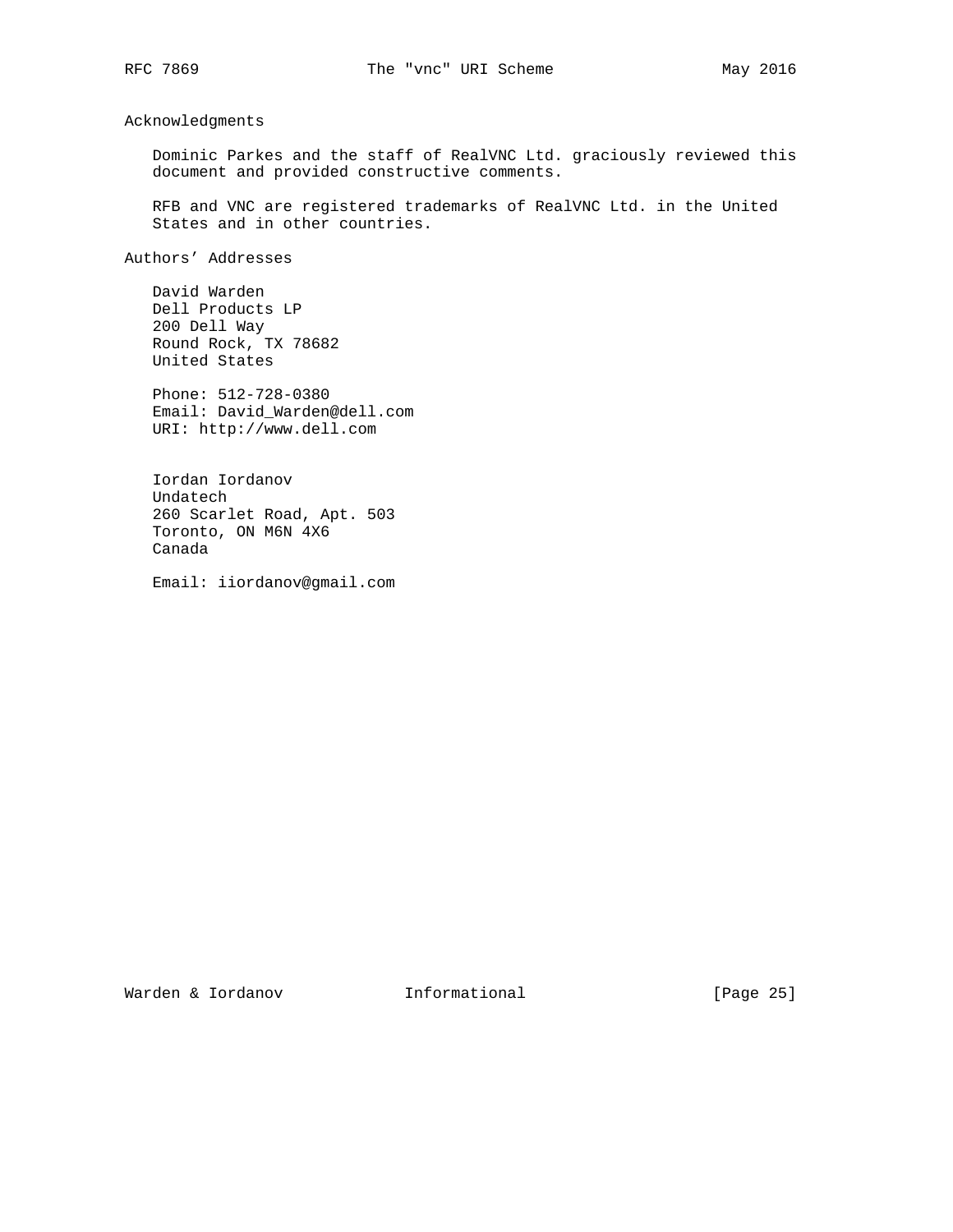## Acknowledgments

Dominic Parkes and the staff of RealVNC Ltd. graciously reviewed this document and provided constructive comments.

RFB and VNC are registered trademarks of RealVNC Ltd. in the United States and in other countries.

## Authors' Addresses

David Warden
Dell Products LP
200 Dell Way
Round Rock, TX 78682
United States

Phone: 512-728-0380
Email: David_Warden@dell.com
URI: http://www.dell.com

Iordan Iordanov
Undatech
260 Scarlet Road, Apt. 503
Toronto, ON M6N 4X6
Canada

Email: iiordanov@gmail.com